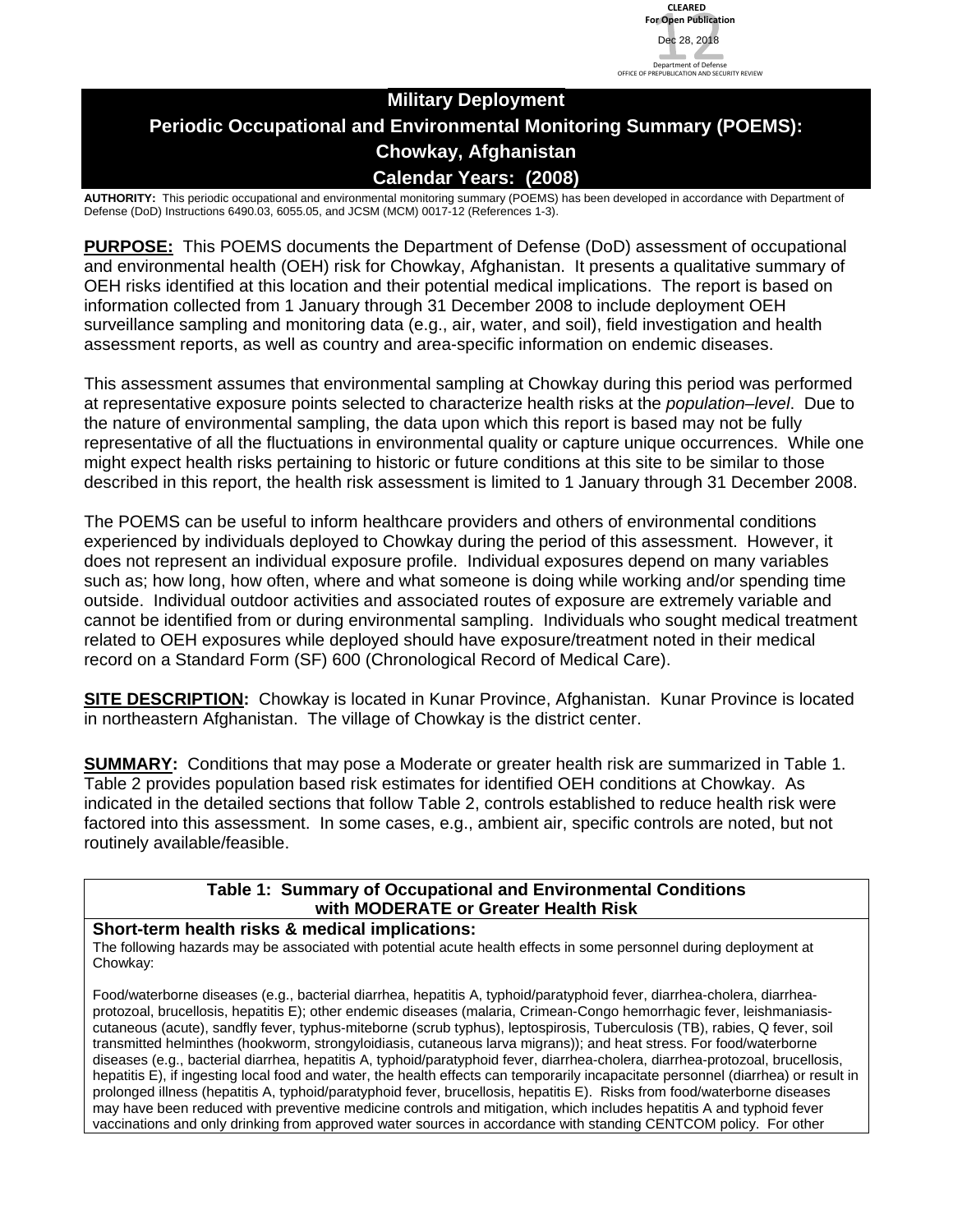CLEARED
For Open Publication
Dec 28, 2018
Department of Defense
OFFICE OF PREPUBLICATION AND SECURITY REVIEW

# Military Deployment
# Periodic Occupational and Environmental Monitoring Summary (POEMS): Chowkay, Afghanistan
# Calendar Years: (2008)

**AUTHORITY:** This periodic occupational and environmental monitoring summary (POEMS) has been developed in accordance with Department of Defense (DoD) Instructions 6490.03, 6055.05, and JCSM (MCM) 0017-12 (References 1-3).

**PURPOSE:** This POEMS documents the Department of Defense (DoD) assessment of occupational and environmental health (OEH) risk for Chowkay, Afghanistan. It presents a qualitative summary of OEH risks identified at this location and their potential medical implications. The report is based on information collected from 1 January through 31 December 2008 to include deployment OEH surveillance sampling and monitoring data (e.g., air, water, and soil), field investigation and health assessment reports, as well as country and area-specific information on endemic diseases.

This assessment assumes that environmental sampling at Chowkay during this period was performed at representative exposure points selected to characterize health risks at the *population–level*. Due to the nature of environmental sampling, the data upon which this report is based may not be fully representative of all the fluctuations in environmental quality or capture unique occurrences. While one might expect health risks pertaining to historic or future conditions at this site to be similar to those described in this report, the health risk assessment is limited to 1 January through 31 December 2008.

The POEMS can be useful to inform healthcare providers and others of environmental conditions experienced by individuals deployed to Chowkay during the period of this assessment. However, it does not represent an individual exposure profile. Individual exposures depend on many variables such as; how long, how often, where and what someone is doing while working and/or spending time outside. Individual outdoor activities and associated routes of exposure are extremely variable and cannot be identified from or during environmental sampling. Individuals who sought medical treatment related to OEH exposures while deployed should have exposure/treatment noted in their medical record on a Standard Form (SF) 600 (Chronological Record of Medical Care).

**SITE DESCRIPTION:** Chowkay is located in Kunar Province, Afghanistan. Kunar Province is located in northeastern Afghanistan. The village of Chowkay is the district center.

**SUMMARY:** Conditions that may pose a Moderate or greater health risk are summarized in Table 1. Table 2 provides population based risk estimates for identified OEH conditions at Chowkay. As indicated in the detailed sections that follow Table 2, controls established to reduce health risk were factored into this assessment. In some cases, e.g., ambient air, specific controls are noted, but not routinely available/feasible.

| Table 1: Summary of Occupational and Environmental Conditions with MODERATE or Greater Health Risk |
|---|
| **Short-term health risks & medical implications:**<br>The following hazards may be associated with potential acute health effects in some personnel during deployment at Chowkay:<br><br>Food/waterborne diseases (e.g., bacterial diarrhea, hepatitis A, typhoid/paratyphoid fever, diarrhea-cholera, diarrhea-protozoal, brucellosis, hepatitis E); other endemic diseases (malaria, Crimean-Congo hemorrhagic fever, leishmaniasis-cutaneous (acute), sandfly fever, typhus-miteborne (scrub typhus), leptospirosis, Tuberculosis (TB), rabies, Q fever, soil transmitted helminthes (hookworm, strongyloidiasis, cutaneous larva migrans)); and heat stress. For food/waterborne diseases (e.g., bacterial diarrhea, hepatitis A, typhoid/paratyphoid fever, diarrhea-cholera, diarrhea-protozoal, brucellosis, hepatitis E), if ingesting local food and water, the health effects can temporarily incapacitate personnel (diarrhea) or result in prolonged illness (hepatitis A, typhoid/paratyphoid fever, brucellosis, hepatitis E). Risks from food/waterborne diseases may have been reduced with preventive medicine controls and mitigation, which includes hepatitis A and typhoid fever vaccinations and only drinking from approved water sources in accordance with standing CENTCOM policy. For other |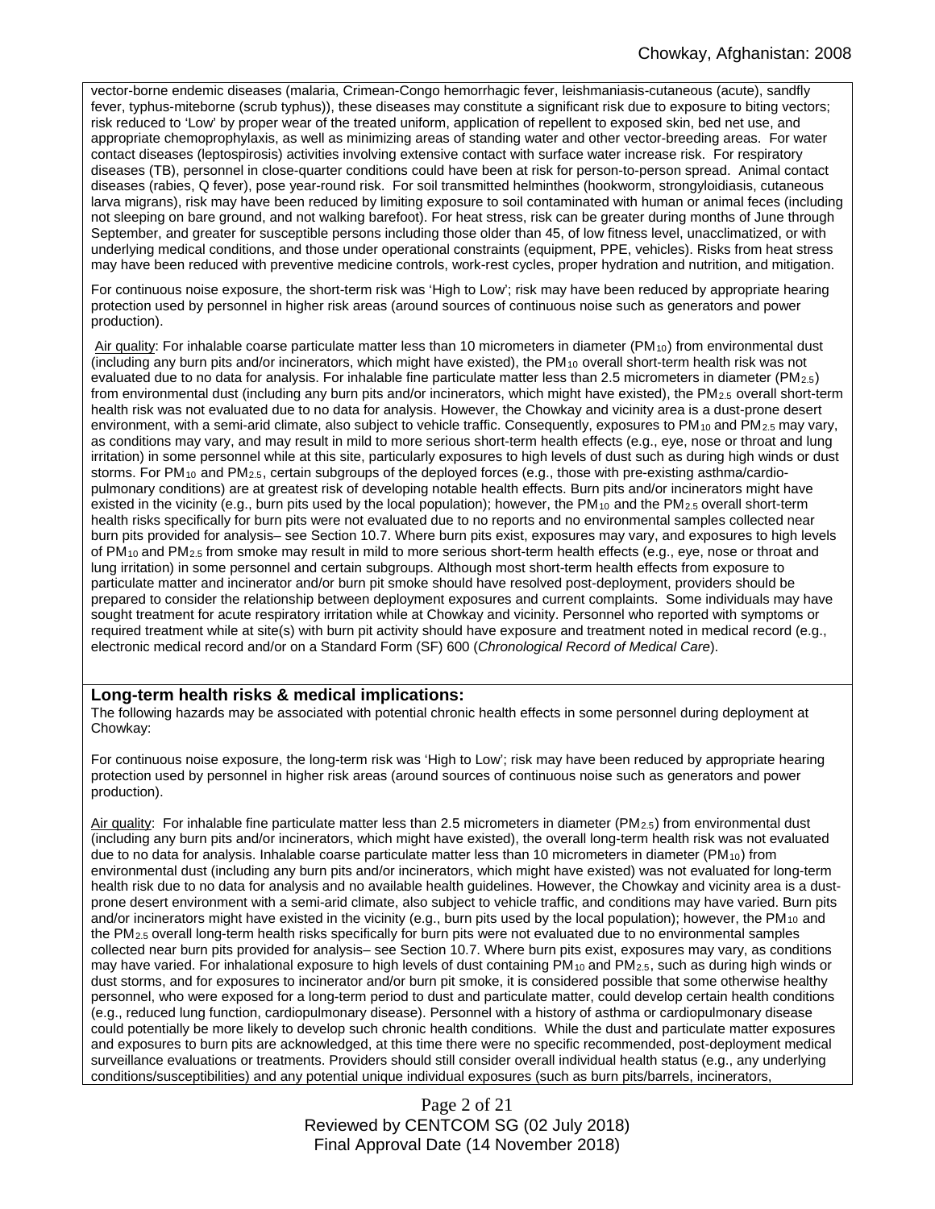vector-borne endemic diseases (malaria, Crimean-Congo hemorrhagic fever, leishmaniasis-cutaneous (acute), sandfly fever, typhus-miteborne (scrub typhus)), these diseases may constitute a significant risk due to exposure to biting vectors; risk reduced to 'Low' by proper wear of the treated uniform, application of repellent to exposed skin, bed net use, and appropriate chemoprophylaxis, as well as minimizing areas of standing water and other vector-breeding areas. For water contact diseases (leptospirosis) activities involving extensive contact with surface water increase risk. For respiratory diseases (TB), personnel in close-quarter conditions could have been at risk for person-to-person spread. Animal contact diseases (rabies, Q fever), pose year-round risk. For soil transmitted helminthes (hookworm, strongyloidiasis, cutaneous larva migrans), risk may have been reduced by limiting exposure to soil contaminated with human or animal feces (including not sleeping on bare ground, and not walking barefoot). For heat stress, risk can be greater during months of June through September, and greater for susceptible persons including those older than 45, of low fitness level, unacclimatized, or with underlying medical conditions, and those under operational constraints (equipment, PPE, vehicles). Risks from heat stress may have been reduced with preventive medicine controls, work-rest cycles, proper hydration and nutrition, and mitigation.

For continuous noise exposure, the short-term risk was 'High to Low'; risk may have been reduced by appropriate hearing protection used by personnel in higher risk areas (around sources of continuous noise such as generators and power production).

Air quality: For inhalable coarse particulate matter less than 10 micrometers in diameter ($PM_{10}$) from environmental dust (including any burn pits and/or incinerators, which might have existed), the $PM_{10}$ overall short-term health risk was not evaluated due to no data for analysis. For inhalable fine particulate matter less than 2.5 micrometers in diameter ($PM_{2.5}$) from environmental dust (including any burn pits and/or incinerators, which might have existed), the $PM_{2.5}$ overall short-term health risk was not evaluated due to no data for analysis. However, the Chowkay and vicinity area is a dust-prone desert environment, with a semi-arid climate, also subject to vehicle traffic. Consequently, exposures to $PM_{10}$ and $PM_{2.5}$ may vary, as conditions may vary, and may result in mild to more serious short-term health effects (e.g., eye, nose or throat and lung irritation) in some personnel while at this site, particularly exposures to high levels of dust such as during high winds or dust storms. For $PM_{10}$ and $PM_{2.5}$, certain subgroups of the deployed forces (e.g., those with pre-existing asthma/cardio-pulmonary conditions) are at greatest risk of developing notable health effects. Burn pits and/or incinerators might have existed in the vicinity (e.g., burn pits used by the local population); however, the $PM_{10}$ and the $PM_{2.5}$ overall short-term health risks specifically for burn pits were not evaluated due to no reports and no environmental samples collected near burn pits provided for analysis– see Section 10.7. Where burn pits exist, exposures may vary, and exposures to high levels of $PM_{10}$ and $PM_{2.5}$ from smoke may result in mild to more serious short-term health effects (e.g., eye, nose or throat and lung irritation) in some personnel and certain subgroups. Although most short-term health effects from exposure to particulate matter and incinerator and/or burn pit smoke should have resolved post-deployment, providers should be prepared to consider the relationship between deployment exposures and current complaints. Some individuals may have sought treatment for acute respiratory irritation while at Chowkay and vicinity. Personnel who reported with symptoms or required treatment while at site(s) with burn pit activity should have exposure and treatment noted in medical record (e.g., electronic medical record and/or on a Standard Form (SF) 600 (*Chronological Record of Medical Care*).

**Long-term health risks & medical implications:**

The following hazards may be associated with potential chronic health effects in some personnel during deployment at Chowkay:

For continuous noise exposure, the long-term risk was 'High to Low'; risk may have been reduced by appropriate hearing protection used by personnel in higher risk areas (around sources of continuous noise such as generators and power production).

Air quality: For inhalable fine particulate matter less than 2.5 micrometers in diameter ($PM_{2.5}$) from environmental dust (including any burn pits and/or incinerators, which might have existed), the overall long-term health risk was not evaluated due to no data for analysis. Inhalable coarse particulate matter less than 10 micrometers in diameter ($PM_{10}$) from environmental dust (including any burn pits and/or incinerators, which might have existed) was not evaluated for long-term health risk due to no data for analysis and no available health guidelines. However, the Chowkay and vicinity area is a dust-prone desert environment with a semi-arid climate, also subject to vehicle traffic, and conditions may have varied. Burn pits and/or incinerators might have existed in the vicinity (e.g., burn pits used by the local population); however, the $PM_{10}$ and the $PM_{2.5}$ overall long-term health risks specifically for burn pits were not evaluated due to no environmental samples collected near burn pits provided for analysis– see Section 10.7. Where burn pits exist, exposures may vary, as conditions may have varied. For inhalational exposure to high levels of dust containing $PM_{10}$ and $PM_{2.5}$, such as during high winds or dust storms, and for exposures to incinerator and/or burn pit smoke, it is considered possible that some otherwise healthy personnel, who were exposed for a long-term period to dust and particulate matter, could develop certain health conditions (e.g., reduced lung function, cardiopulmonary disease). Personnel with a history of asthma or cardiopulmonary disease could potentially be more likely to develop such chronic health conditions. While the dust and particulate matter exposures and exposures to burn pits are acknowledged, at this time there were no specific recommended, post-deployment medical surveillance evaluations or treatments. Providers should still consider overall individual health status (e.g., any underlying conditions/susceptibilities) and any potential unique individual exposures (such as burn pits/barrels, incinerators,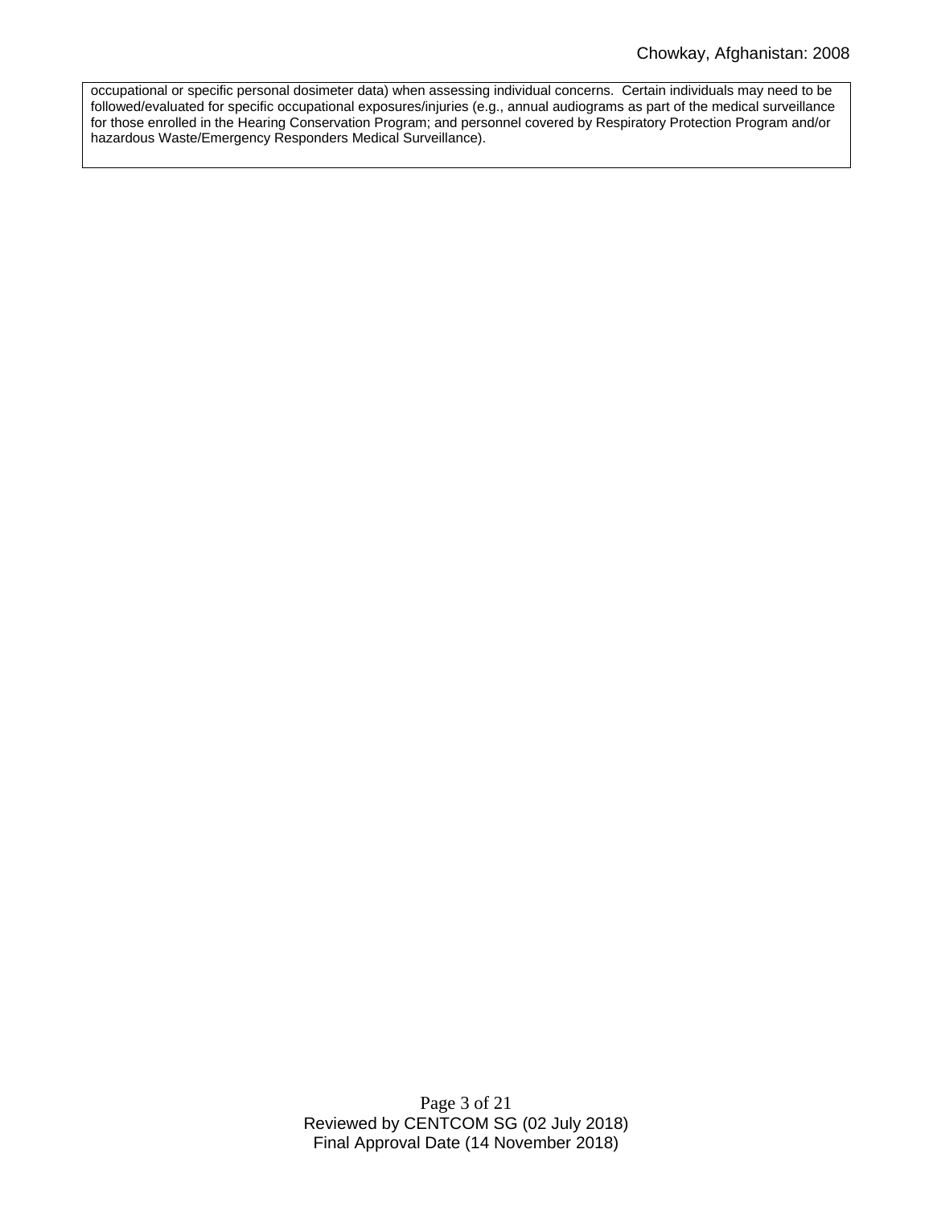occupational or specific personal dosimeter data) when assessing individual concerns. Certain individuals may need to be followed/evaluated for specific occupational exposures/injuries (e.g., annual audiograms as part of the medical surveillance for those enrolled in the Hearing Conservation Program; and personnel covered by Respiratory Protection Program and/or hazardous Waste/Emergency Responders Medical Surveillance).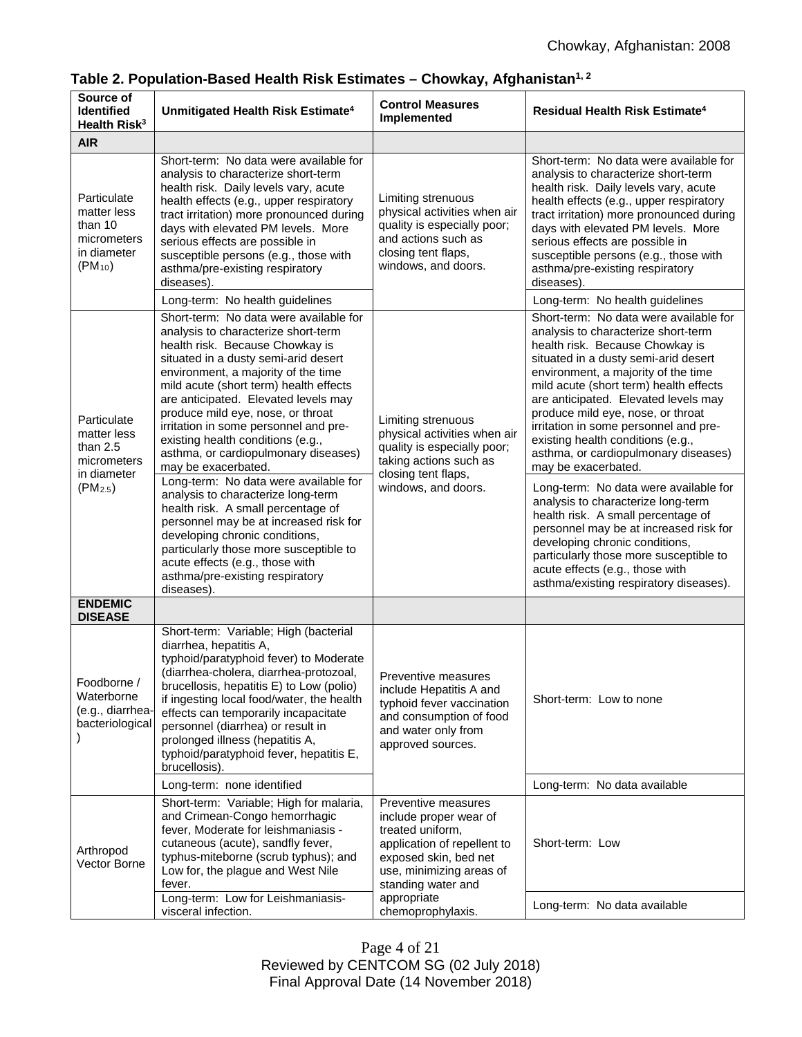**Table 2. Population-Based Health Risk Estimates – Chowkay, Afghanistan[1, 2]**

| Source of Identified Health Risk[3] | Unmitigated Health Risk Estimate[4] | Control Measures Implemented | Residual Health Risk Estimate[4] |
|---|---|---|---|
| **AIR** | | | |
| Particulate matter less than 10 micrometers in diameter ($PM_{10}$) | Short-term: No data were available for analysis to characterize short-term health risk. Daily levels vary, acute health effects (e.g., upper respiratory tract irritation) more pronounced during days with elevated PM levels. More serious effects are possible in susceptible persons (e.g., those with asthma/pre-existing respiratory diseases). | Limiting strenuous physical activities when air quality is especially poor; and actions such as closing tent flaps, windows, and doors. | Short-term: No data were available for analysis to characterize short-term health risk. Daily levels vary, acute health effects (e.g., upper respiratory tract irritation) more pronounced during days with elevated PM levels. More serious effects are possible in susceptible persons (e.g., those with asthma/pre-existing respiratory diseases). |
| | Long-term: No health guidelines | | Long-term: No health guidelines |
| Particulate matter less than 2.5 micrometers in diameter ($PM_{2.5}$) | Short-term: No data were available for analysis to characterize short-term health risk. Because Chowkay is situated in a dusty semi-arid desert environment, a majority of the time mild acute (short term) health effects are anticipated. Elevated levels may produce mild eye, nose, or throat irritation in some personnel and pre-existing health conditions (e.g., asthma, or cardiopulmonary diseases) may be exacerbated. | Limiting strenuous physical activities when air quality is especially poor; taking actions such as closing tent flaps, windows, and doors. | Short-term: No data were available for analysis to characterize short-term health risk. Because Chowkay is situated in a dusty semi-arid desert environment, a majority of the time mild acute (short term) health effects are anticipated. Elevated levels may produce mild eye, nose, or throat irritation in some personnel and pre-existing health conditions (e.g., asthma, or cardiopulmonary diseases) may be exacerbated. |
| | Long-term: No data were available for analysis to characterize long-term health risk. A small percentage of personnel may be at increased risk for developing chronic conditions, particularly those more susceptible to acute effects (e.g., those with asthma/pre-existing respiratory diseases). | | Long-term: No data were available for analysis to characterize long-term health risk. A small percentage of personnel may be at increased risk for developing chronic conditions, particularly those more susceptible to acute effects (e.g., those with asthma/existing respiratory diseases). |
| **ENDEMIC DISEASE** | | | |
| Foodborne / Waterborne (e.g., diarrhea-bacteriological) | Short-term: Variable; High (bacterial diarrhea, hepatitis A, typhoid/paratyphoid fever) to Moderate (diarrhea-cholera, diarrhea-protozoal, brucellosis, hepatitis E) to Low (polio) if ingesting local food/water, the health effects can temporarily incapacitate personnel (diarrhea) or result in prolonged illness (hepatitis A, typhoid/paratyphoid fever, hepatitis E, brucellosis). | Preventive measures include Hepatitis A and typhoid fever vaccination and consumption of food and water only from approved sources. | Short-term: Low to none |
| | Long-term: none identified | | Long-term: No data available |
| Arthropod Vector Borne | Short-term: Variable; High for malaria, and Crimean-Congo hemorrhagic fever, Moderate for leishmaniasis - cutaneous (acute), sandfly fever, typhus-miteborne (scrub typhus); and Low for, the plague and West Nile fever. | Preventive measures include proper wear of treated uniform, application of repellent to exposed skin, bed net use, minimizing areas of standing water and appropriate chemoprophylaxis. | Short-term: Low |
| | Long-term: Low for Leishmaniasis-visceral infection. | | Long-term: No data available |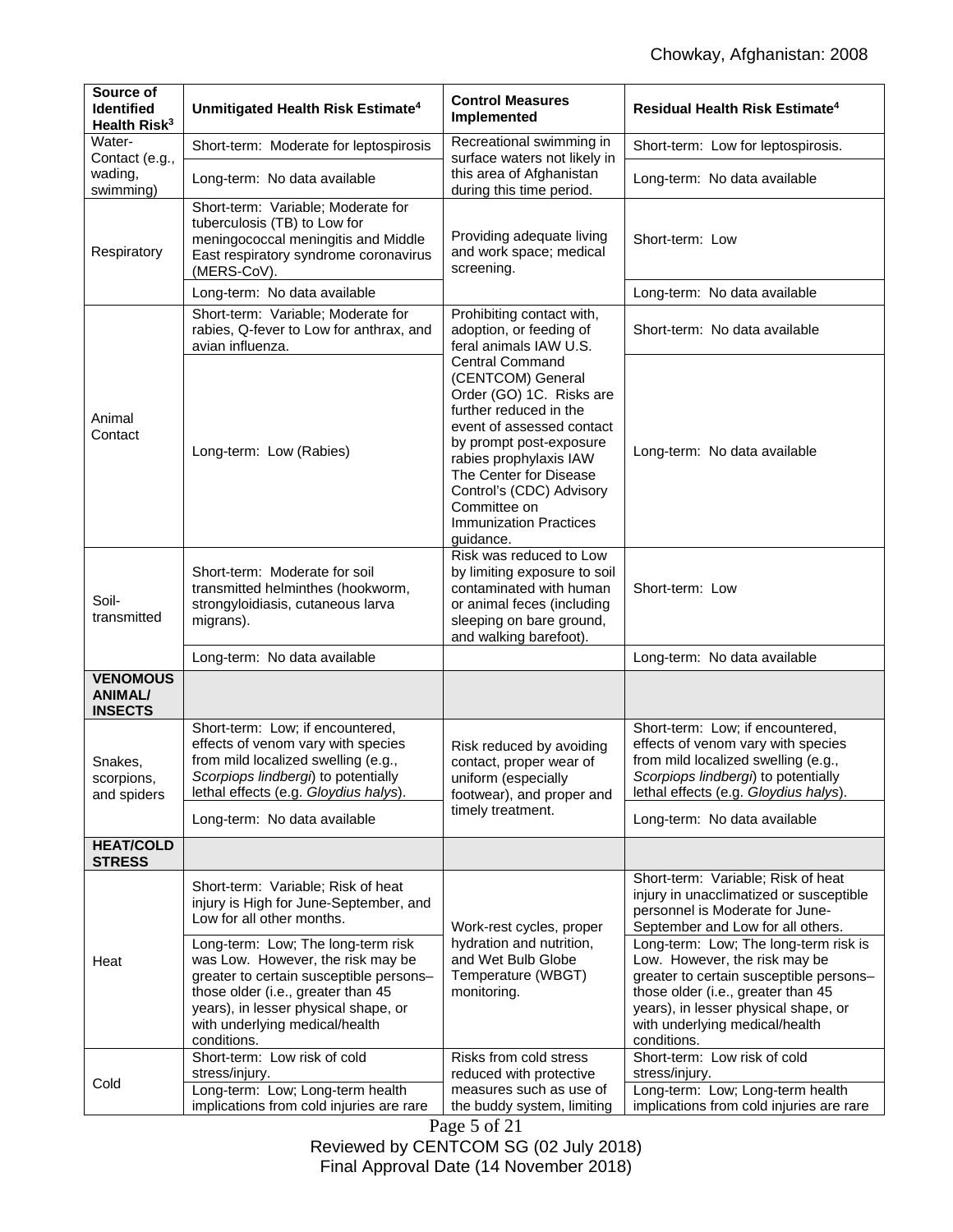| Source of Identified Health Risk[3] | Unmitigated Health Risk Estimate[4] | Control Measures Implemented | Residual Health Risk Estimate[4] |
|---|---|---|---|
| Water-Contact (e.g., wading, swimming) | Short-term: Moderate for leptospirosis | Recreational swimming in surface waters not likely in this area of Afghanistan during this time period. | Short-term: Low for leptospirosis. |
| | Long-term: No data available | | Long-term: No data available |
| Respiratory | Short-term: Variable; Moderate for tuberculosis (TB) to Low for meningococcal meningitis and Middle East respiratory syndrome coronavirus (MERS-CoV). | Providing adequate living and work space; medical screening. | Short-term: Low |
| | Long-term: No data available | | Long-term: No data available |
| Animal Contact | Short-term: Variable; Moderate for rabies, Q-fever to Low for anthrax, and avian influenza. | Prohibiting contact with, adoption, or feeding of feral animals IAW U.S. Central Command (CENTCOM) General Order (GO) 1C. Risks are further reduced in the event of assessed contact by prompt post-exposure rabies prophylaxis IAW The Center for Disease Control's (CDC) Advisory Committee on Immunization Practices guidance. | Short-term: No data available |
| | Long-term: Low (Rabies) | | Long-term: No data available |
| Soil-transmitted | Short-term: Moderate for soil transmitted helminthes (hookworm, strongyloidiasis, cutaneous larva migrans). | Risk was reduced to Low by limiting exposure to soil contaminated with human or animal feces (including sleeping on bare ground, and walking barefoot). | Short-term: Low |
| | Long-term: No data available | | Long-term: No data available |
| **VENOMOUS ANIMAL/ INSECTS** | | | |
| Snakes, scorpions, and spiders | Short-term: Low; if encountered, effects of venom vary with species from mild localized swelling (e.g., *Scorpiops lindbergi*) to potentially lethal effects (e.g. *Gloydius halys*). | Risk reduced by avoiding contact, proper wear of uniform (especially footwear), and proper and timely treatment. | Short-term: Low; if encountered, effects of venom vary with species from mild localized swelling (e.g., *Scorpiops lindbergi*) to potentially lethal effects (e.g. *Gloydius halys*). |
| | Long-term: No data available | | Long-term: No data available |
| **HEAT/COLD STRESS** | | | |
| Heat | Short-term: Variable; Risk of heat injury is High for June-September, and Low for all other months. | Work-rest cycles, proper hydration and nutrition, and Wet Bulb Globe Temperature (WBGT) monitoring. | Short-term: Variable; Risk of heat injury in unacclimatized or susceptible personnel is Moderate for June-September and Low for all others. |
| | Long-term: Low; The long-term risk was Low. However, the risk may be greater to certain susceptible persons–those older (i.e., greater than 45 years), in lesser physical shape, or with underlying medical/health conditions. | | Long-term: Low; The long-term risk is Low. However, the risk may be greater to certain susceptible persons–those older (i.e., greater than 45 years), in lesser physical shape, or with underlying medical/health conditions. |
| Cold | Short-term: Low risk of cold stress/injury. | Risks from cold stress reduced with protective measures such as use of the buddy system, limiting | Short-term: Low risk of cold stress/injury. |
| | Long-term: Low; Long-term health implications from cold injuries are rare | | Long-term: Low; Long-term health implications from cold injuries are rare |

Reviewed by CENTCOM SG (02 July 2018)
Final Approval Date (14 November 2018)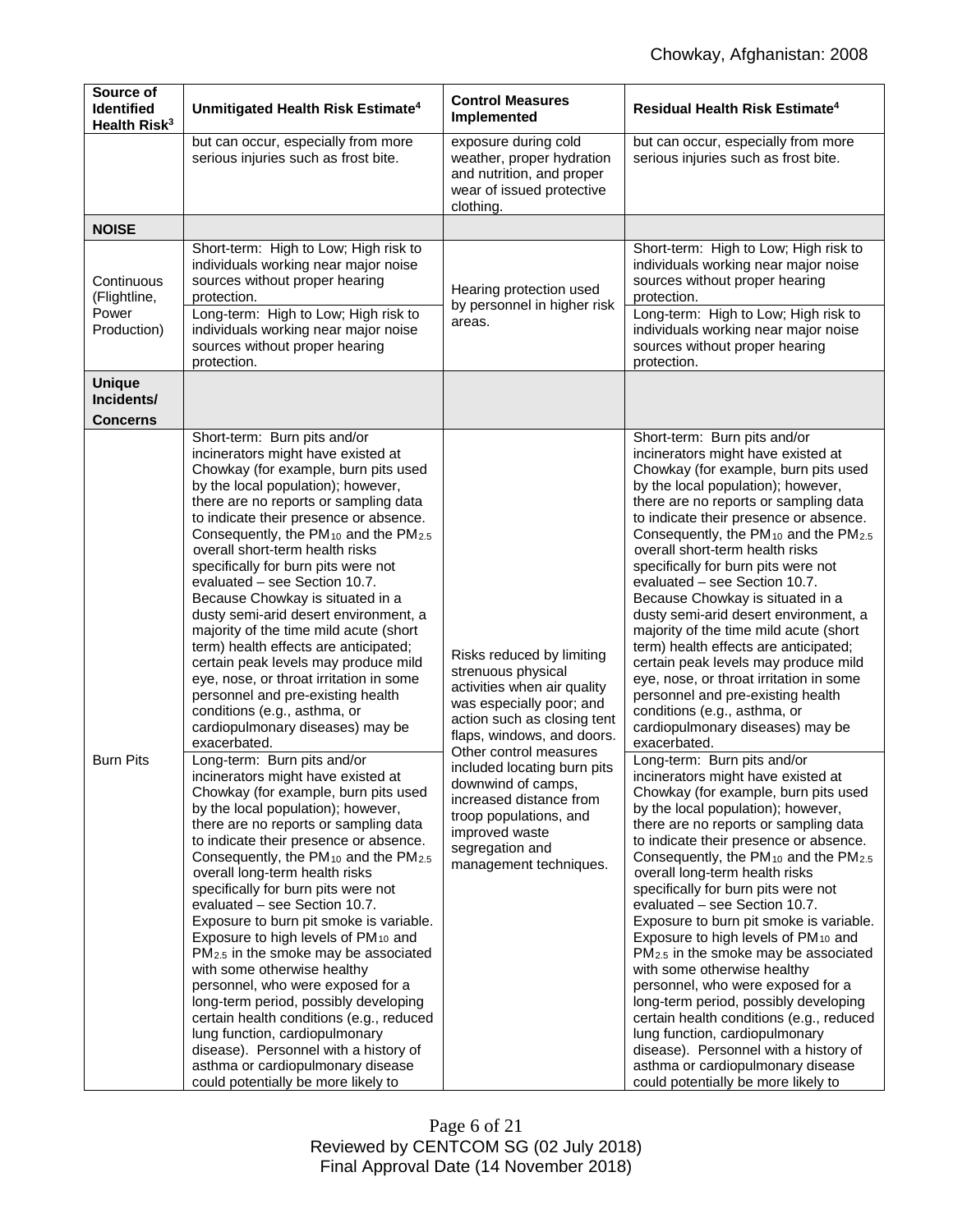| Source of Identified Health Risk[3] | Unmitigated Health Risk Estimate[4] | Control Measures Implemented | Residual Health Risk Estimate[4] |
|---|---|---|---|
| | but can occur, especially from more serious injuries such as frost bite. | exposure during cold weather, proper hydration and nutrition, and proper wear of issued protective clothing. | but can occur, especially from more serious injuries such as frost bite. |
| **NOISE** | | | |
| Continuous (Flightline, Power Production) | Short-term: High to Low; High risk to individuals working near major noise sources without proper hearing protection. | Hearing protection used by personnel in higher risk areas. | Short-term: High to Low; High risk to individuals working near major noise sources without proper hearing protection. |
| | Long-term: High to Low; High risk to individuals working near major noise sources without proper hearing protection. | | Long-term: High to Low; High risk to individuals working near major noise sources without proper hearing protection. |
| **Unique Incidents/ Concerns** | | | |
| Burn Pits | Short-term: Burn pits and/or incinerators might have existed at Chowkay (for example, burn pits used by the local population); however, there are no reports or sampling data to indicate their presence or absence. Consequently, the $PM_{10}$ and the $PM_{2.5}$ overall short-term health risks specifically for burn pits were not evaluated – see Section 10.7. Because Chowkay is situated in a dusty semi-arid desert environment, a majority of the time mild acute (short term) health effects are anticipated; certain peak levels may produce mild eye, nose, or throat irritation in some personnel and pre-existing health conditions (e.g., asthma, or cardiopulmonary diseases) may be exacerbated. | Risks reduced by limiting strenuous physical activities when air quality was especially poor; and action such as closing tent flaps, windows, and doors. Other control measures included locating burn pits downwind of camps, increased distance from troop populations, and improved waste segregation and management techniques. | Short-term: Burn pits and/or incinerators might have existed at Chowkay (for example, burn pits used by the local population); however, there are no reports or sampling data to indicate their presence or absence. Consequently, the $PM_{10}$ and the $PM_{2.5}$ overall short-term health risks specifically for burn pits were not evaluated – see Section 10.7. Because Chowkay is situated in a dusty semi-arid desert environment, a majority of the time mild acute (short term) health effects are anticipated; certain peak levels may produce mild eye, nose, or throat irritation in some personnel and pre-existing health conditions (e.g., asthma, or cardiopulmonary diseases) may be exacerbated. |
| | Long-term: Burn pits and/or incinerators might have existed at Chowkay (for example, burn pits used by the local population); however, there are no reports or sampling data to indicate their presence or absence. Consequently, the $PM_{10}$ and the $PM_{2.5}$ overall long-term health risks specifically for burn pits were not evaluated – see Section 10.7. Exposure to burn pit smoke is variable. Exposure to high levels of $PM_{10}$ and $PM_{2.5}$ in the smoke may be associated with some otherwise healthy personnel, who were exposed for a long-term period, possibly developing certain health conditions (e.g., reduced lung function, cardiopulmonary disease). Personnel with a history of asthma or cardiopulmonary disease could potentially be more likely to | | Long-term: Burn pits and/or incinerators might have existed at Chowkay (for example, burn pits used by the local population); however, there are no reports or sampling data to indicate their presence or absence. Consequently, the $PM_{10}$ and the $PM_{2.5}$ overall long-term health risks specifically for burn pits were not evaluated – see Section 10.7. Exposure to burn pit smoke is variable. Exposure to high levels of $PM_{10}$ and $PM_{2.5}$ in the smoke may be associated with some otherwise healthy personnel, who were exposed for a long-term period, possibly developing certain health conditions (e.g., reduced lung function, cardiopulmonary disease). Personnel with a history of asthma or cardiopulmonary disease could potentially be more likely to |

Reviewed by CENTCOM SG (02 July 2018)
Final Approval Date (14 November 2018)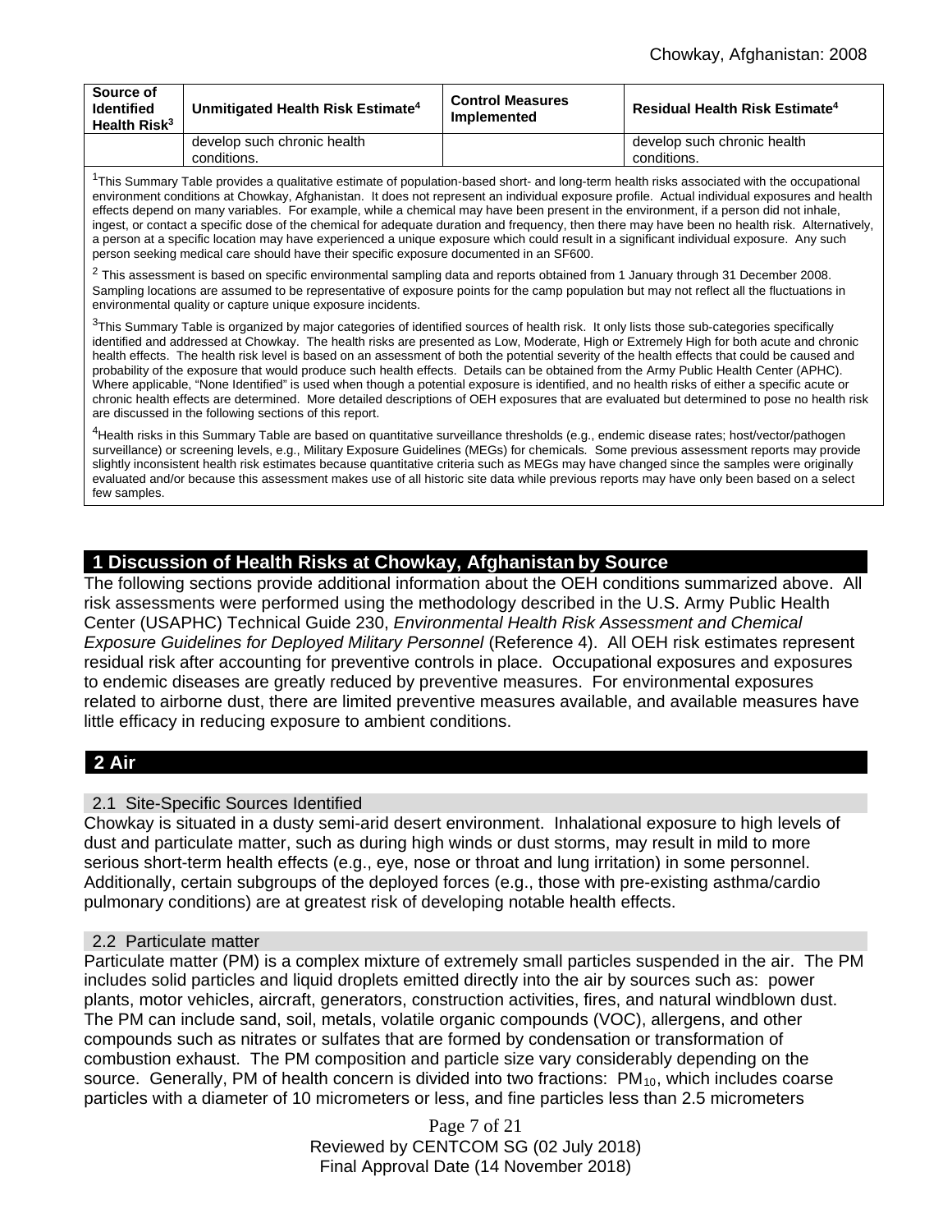| Source of Identified Health Risk[3] | Unmitigated Health Risk Estimate[4] | Control Measures Implemented | Residual Health Risk Estimate[4] |
|---|---|---|---|
| | develop such chronic health conditions. | | develop such chronic health conditions. |

[1]This Summary Table provides a qualitative estimate of population-based short- and long-term health risks associated with the occupational environment conditions at Chowkay, Afghanistan. It does not represent an individual exposure profile. Actual individual exposures and health effects depend on many variables. For example, while a chemical may have been present in the environment, if a person did not inhale, ingest, or contact a specific dose of the chemical for adequate duration and frequency, then there may have been no health risk. Alternatively, a person at a specific location may have experienced a unique exposure which could result in a significant individual exposure. Any such person seeking medical care should have their specific exposure documented in an SF600.

[2] This assessment is based on specific environmental sampling data and reports obtained from 1 January through 31 December 2008. Sampling locations are assumed to be representative of exposure points for the camp population but may not reflect all the fluctuations in environmental quality or capture unique exposure incidents.

[3]This Summary Table is organized by major categories of identified sources of health risk. It only lists those sub-categories specifically identified and addressed at Chowkay. The health risks are presented as Low, Moderate, High or Extremely High for both acute and chronic health effects. The health risk level is based on an assessment of both the potential severity of the health effects that could be caused and probability of the exposure that would produce such health effects. Details can be obtained from the Army Public Health Center (APHC). Where applicable, "None Identified" is used when though a potential exposure is identified, and no health risks of either a specific acute or chronic health effects are determined. More detailed descriptions of OEH exposures that are evaluated but determined to pose no health risk are discussed in the following sections of this report.

[4]Health risks in this Summary Table are based on quantitative surveillance thresholds (e.g., endemic disease rates; host/vector/pathogen surveillance) or screening levels, e.g., Military Exposure Guidelines (MEGs) for chemicals*.* Some previous assessment reports may provide slightly inconsistent health risk estimates because quantitative criteria such as MEGs may have changed since the samples were originally evaluated and/or because this assessment makes use of all historic site data while previous reports may have only been based on a select few samples.

# 1 Discussion of Health Risks at Chowkay, Afghanistan by Source

The following sections provide additional information about the OEH conditions summarized above. All risk assessments were performed using the methodology described in the U.S. Army Public Health Center (USAPHC) Technical Guide 230, *Environmental Health Risk Assessment and Chemical Exposure Guidelines for Deployed Military Personnel* (Reference 4). All OEH risk estimates represent residual risk after accounting for preventive controls in place. Occupational exposures and exposures to endemic diseases are greatly reduced by preventive measures. For environmental exposures related to airborne dust, there are limited preventive measures available, and available measures have little efficacy in reducing exposure to ambient conditions.

# 2 Air

## 2.1 Site-Specific Sources Identified

Chowkay is situated in a dusty semi-arid desert environment. Inhalational exposure to high levels of dust and particulate matter, such as during high winds or dust storms, may result in mild to more serious short-term health effects (e.g., eye, nose or throat and lung irritation) in some personnel. Additionally, certain subgroups of the deployed forces (e.g., those with pre-existing asthma/cardio pulmonary conditions) are at greatest risk of developing notable health effects.

## 2.2 Particulate matter

Particulate matter (PM) is a complex mixture of extremely small particles suspended in the air. The PM includes solid particles and liquid droplets emitted directly into the air by sources such as: power plants, motor vehicles, aircraft, generators, construction activities, fires, and natural windblown dust. The PM can include sand, soil, metals, volatile organic compounds (VOC), allergens, and other compounds such as nitrates or sulfates that are formed by condensation or transformation of combustion exhaust. The PM composition and particle size vary considerably depending on the source. Generally, PM of health concern is divided into two fractions: $PM_{10}$, which includes coarse particles with a diameter of 10 micrometers or less, and fine particles less than 2.5 micrometers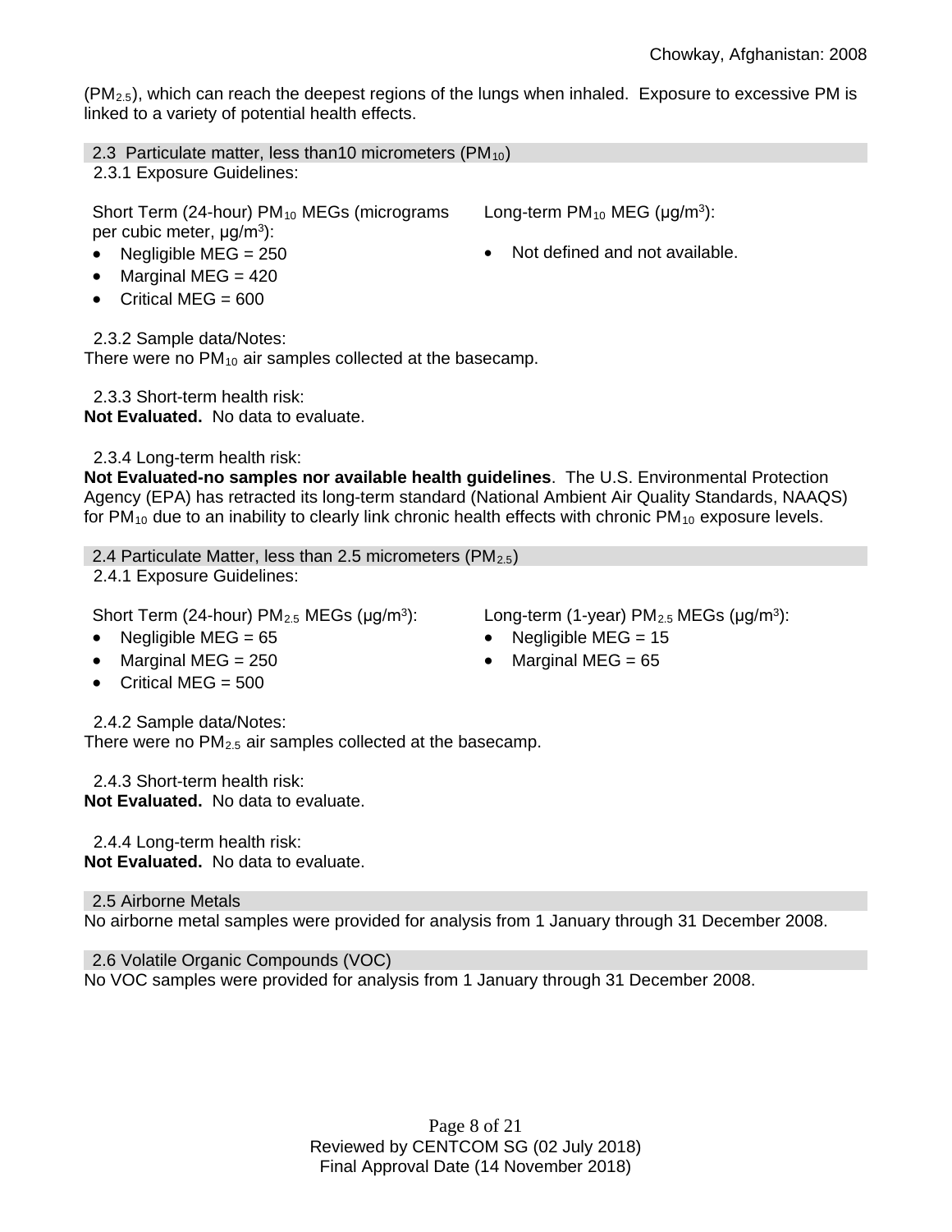($PM_{2.5}$), which can reach the deepest regions of the lungs when inhaled. Exposure to excessive PM is linked to a variety of potential health effects.

## 2.3 Particulate matter, less than10 micrometers ($PM_{10}$)

2.3.1 Exposure Guidelines:

Short Term (24-hour) $PM_{10}$ MEGs (micrograms per cubic meter, $\mu g/m^3$):

- Negligible MEG = 250
- Marginal MEG = 420
- Critical MEG = 600

Long-term $PM_{10}$ MEG ($\mu g/m^3$):

- Not defined and not available.

2.3.2 Sample data/Notes:

There were no $PM_{10}$ air samples collected at the basecamp.

2.3.3 Short-term health risk:

**Not Evaluated.** No data to evaluate.

2.3.4 Long-term health risk:

**Not Evaluated-no samples nor available health guidelines**. The U.S. Environmental Protection Agency (EPA) has retracted its long-term standard (National Ambient Air Quality Standards, NAAQS) for $PM_{10}$ due to an inability to clearly link chronic health effects with chronic $PM_{10}$ exposure levels.

## 2.4 Particulate Matter, less than 2.5 micrometers ($PM_{2.5}$)

2.4.1 Exposure Guidelines:

Short Term (24-hour) $PM_{2.5}$ MEGs ($\mu g/m^3$):

- Negligible MEG = 65
- Marginal MEG = 250
- Critical MEG = 500

Long-term (1-year) $PM_{2.5}$ MEGs ($\mu g/m^3$):

- Negligible MEG = 15
- Marginal MEG = 65

2.4.2 Sample data/Notes:

There were no $PM_{2.5}$ air samples collected at the basecamp.

2.4.3 Short-term health risk:

**Not Evaluated.** No data to evaluate.

2.4.4 Long-term health risk:

**Not Evaluated.** No data to evaluate.

## 2.5 Airborne Metals

No airborne metal samples were provided for analysis from 1 January through 31 December 2008.

## 2.6 Volatile Organic Compounds (VOC)

No VOC samples were provided for analysis from 1 January through 31 December 2008.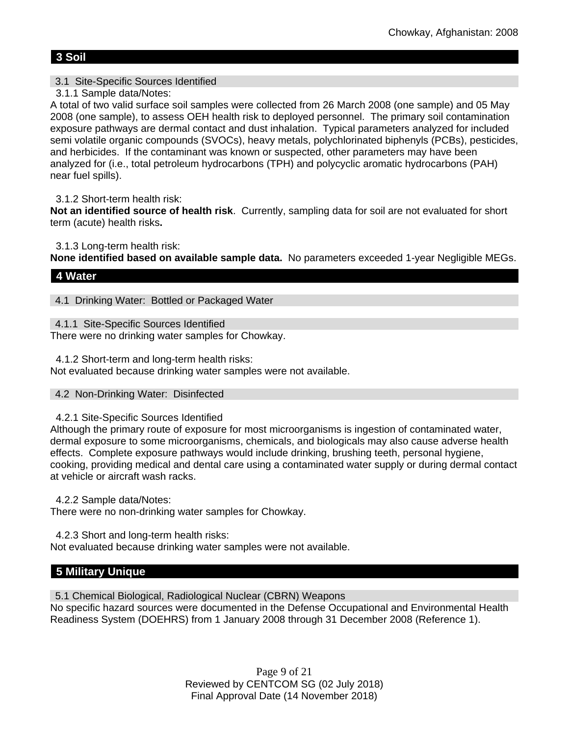## 3 Soil

### 3.1 Site-Specific Sources Identified

3.1.1 Sample data/Notes:

A total of two valid surface soil samples were collected from 26 March 2008 (one sample) and 05 May 2008 (one sample), to assess OEH health risk to deployed personnel. The primary soil contamination exposure pathways are dermal contact and dust inhalation. Typical parameters analyzed for included semi volatile organic compounds (SVOCs), heavy metals, polychlorinated biphenyls (PCBs), pesticides, and herbicides. If the contaminant was known or suspected, other parameters may have been analyzed for (i.e., total petroleum hydrocarbons (TPH) and polycyclic aromatic hydrocarbons (PAH) near fuel spills).

3.1.2 Short-term health risk:

**Not an identified source of health risk**. Currently, sampling data for soil are not evaluated for short term (acute) health risks**.**

3.1.3 Long-term health risk:

**None identified based on available sample data.** No parameters exceeded 1-year Negligible MEGs.

## 4 Water

### 4.1 Drinking Water: Bottled or Packaged Water

#### 4.1.1 Site-Specific Sources Identified

There were no drinking water samples for Chowkay.

4.1.2 Short-term and long-term health risks:

Not evaluated because drinking water samples were not available.

### 4.2 Non-Drinking Water: Disinfected

4.2.1 Site-Specific Sources Identified

Although the primary route of exposure for most microorganisms is ingestion of contaminated water, dermal exposure to some microorganisms, chemicals, and biologicals may also cause adverse health effects. Complete exposure pathways would include drinking, brushing teeth, personal hygiene, cooking, providing medical and dental care using a contaminated water supply or during dermal contact at vehicle or aircraft wash racks.

4.2.2 Sample data/Notes:

There were no non-drinking water samples for Chowkay.

4.2.3 Short and long-term health risks:

Not evaluated because drinking water samples were not available.

## 5 Military Unique

### 5.1 Chemical Biological, Radiological Nuclear (CBRN) Weapons

No specific hazard sources were documented in the Defense Occupational and Environmental Health Readiness System (DOEHRS) from 1 January 2008 through 31 December 2008 (Reference 1).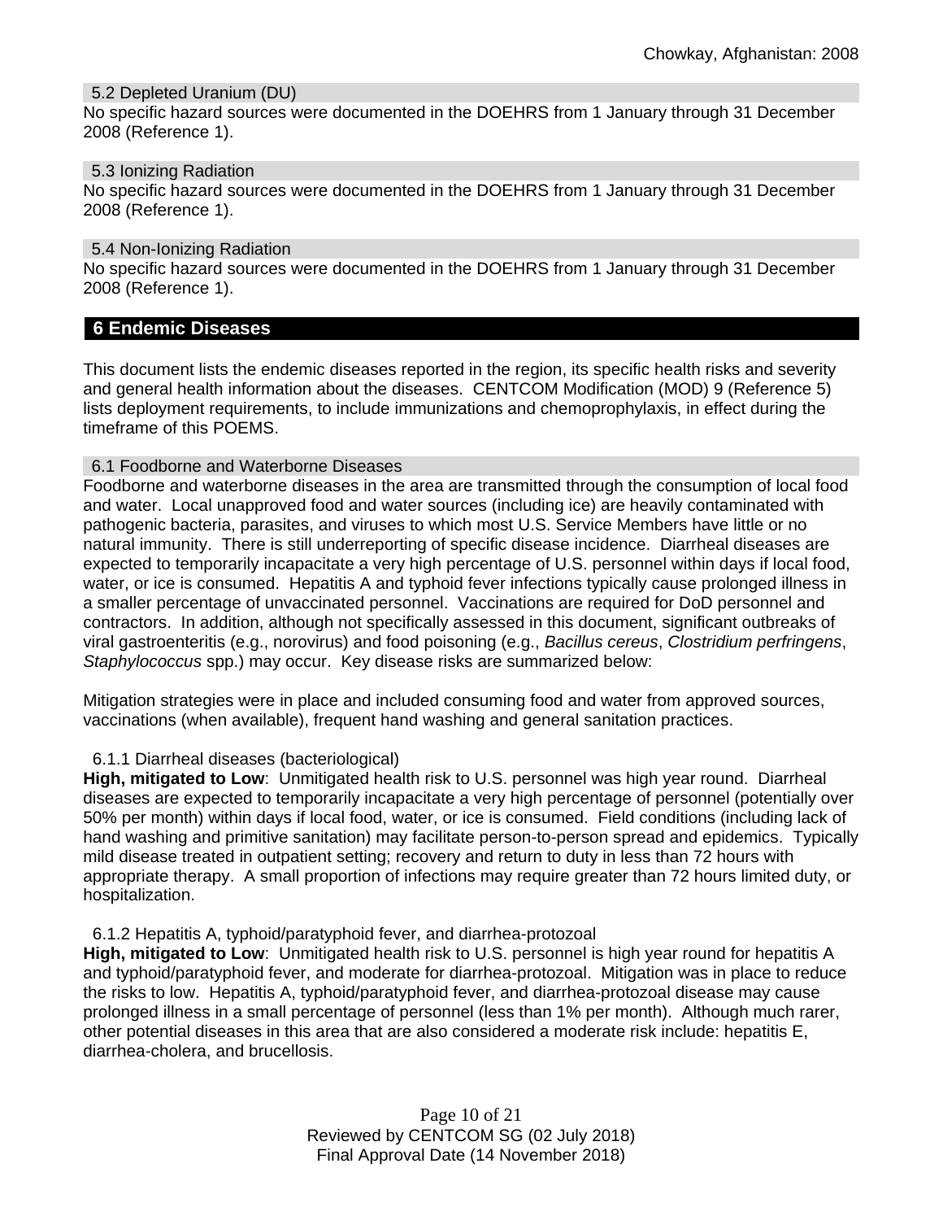### 5.2 Depleted Uranium (DU)

No specific hazard sources were documented in the DOEHRS from 1 January through 31 December 2008 (Reference 1).

### 5.3 Ionizing Radiation

No specific hazard sources were documented in the DOEHRS from 1 January through 31 December 2008 (Reference 1).

### 5.4 Non-Ionizing Radiation

No specific hazard sources were documented in the DOEHRS from 1 January through 31 December 2008 (Reference 1).

## 6 Endemic Diseases

This document lists the endemic diseases reported in the region, its specific health risks and severity and general health information about the diseases. CENTCOM Modification (MOD) 9 (Reference 5) lists deployment requirements, to include immunizations and chemoprophylaxis, in effect during the timeframe of this POEMS.

### 6.1 Foodborne and Waterborne Diseases

Foodborne and waterborne diseases in the area are transmitted through the consumption of local food and water. Local unapproved food and water sources (including ice) are heavily contaminated with pathogenic bacteria, parasites, and viruses to which most U.S. Service Members have little or no natural immunity. There is still underreporting of specific disease incidence. Diarrheal diseases are expected to temporarily incapacitate a very high percentage of U.S. personnel within days if local food, water, or ice is consumed. Hepatitis A and typhoid fever infections typically cause prolonged illness in a smaller percentage of unvaccinated personnel. Vaccinations are required for DoD personnel and contractors. In addition, although not specifically assessed in this document, significant outbreaks of viral gastroenteritis (e.g., norovirus) and food poisoning (e.g., *Bacillus cereus*, *Clostridium perfringens*, *Staphylococcus* spp.) may occur. Key disease risks are summarized below:

Mitigation strategies were in place and included consuming food and water from approved sources, vaccinations (when available), frequent hand washing and general sanitation practices.

#### 6.1.1 Diarrheal diseases (bacteriological)

**High, mitigated to Low**: Unmitigated health risk to U.S. personnel was high year round. Diarrheal diseases are expected to temporarily incapacitate a very high percentage of personnel (potentially over 50% per month) within days if local food, water, or ice is consumed. Field conditions (including lack of hand washing and primitive sanitation) may facilitate person-to-person spread and epidemics. Typically mild disease treated in outpatient setting; recovery and return to duty in less than 72 hours with appropriate therapy. A small proportion of infections may require greater than 72 hours limited duty, or hospitalization.

#### 6.1.2 Hepatitis A, typhoid/paratyphoid fever, and diarrhea-protozoal

**High, mitigated to Low**: Unmitigated health risk to U.S. personnel is high year round for hepatitis A and typhoid/paratyphoid fever, and moderate for diarrhea-protozoal. Mitigation was in place to reduce the risks to low. Hepatitis A, typhoid/paratyphoid fever, and diarrhea-protozoal disease may cause prolonged illness in a small percentage of personnel (less than 1% per month). Although much rarer, other potential diseases in this area that are also considered a moderate risk include: hepatitis E, diarrhea-cholera, and brucellosis.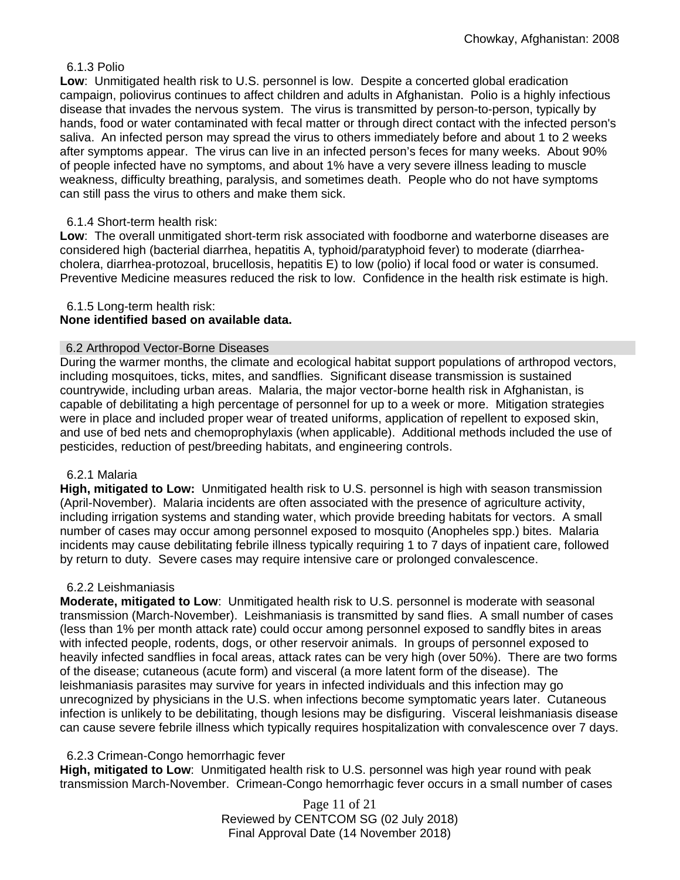### 6.1.3 Polio

**Low**: Unmitigated health risk to U.S. personnel is low. Despite a concerted global eradication campaign, poliovirus continues to affect children and adults in Afghanistan. Polio is a highly infectious disease that invades the nervous system. The virus is transmitted by person-to-person, typically by hands, food or water contaminated with fecal matter or through direct contact with the infected person's saliva. An infected person may spread the virus to others immediately before and about 1 to 2 weeks after symptoms appear. The virus can live in an infected person's feces for many weeks. About 90% of people infected have no symptoms, and about 1% have a very severe illness leading to muscle weakness, difficulty breathing, paralysis, and sometimes death. People who do not have symptoms can still pass the virus to others and make them sick.

### 6.1.4 Short-term health risk:

**Low**: The overall unmitigated short-term risk associated with foodborne and waterborne diseases are considered high (bacterial diarrhea, hepatitis A, typhoid/paratyphoid fever) to moderate (diarrhea-cholera, diarrhea-protozoal, brucellosis, hepatitis E) to low (polio) if local food or water is consumed. Preventive Medicine measures reduced the risk to low. Confidence in the health risk estimate is high.

### 6.1.5 Long-term health risk:

**None identified based on available data.**

## 6.2 Arthropod Vector-Borne Diseases

During the warmer months, the climate and ecological habitat support populations of arthropod vectors, including mosquitoes, ticks, mites, and sandflies. Significant disease transmission is sustained countrywide, including urban areas. Malaria, the major vector-borne health risk in Afghanistan, is capable of debilitating a high percentage of personnel for up to a week or more. Mitigation strategies were in place and included proper wear of treated uniforms, application of repellent to exposed skin, and use of bed nets and chemoprophylaxis (when applicable). Additional methods included the use of pesticides, reduction of pest/breeding habitats, and engineering controls.

### 6.2.1 Malaria

**High, mitigated to Low:** Unmitigated health risk to U.S. personnel is high with season transmission (April-November). Malaria incidents are often associated with the presence of agriculture activity, including irrigation systems and standing water, which provide breeding habitats for vectors. A small number of cases may occur among personnel exposed to mosquito (Anopheles spp.) bites. Malaria incidents may cause debilitating febrile illness typically requiring 1 to 7 days of inpatient care, followed by return to duty. Severe cases may require intensive care or prolonged convalescence.

### 6.2.2 Leishmaniasis

**Moderate, mitigated to Low**: Unmitigated health risk to U.S. personnel is moderate with seasonal transmission (March-November). Leishmaniasis is transmitted by sand flies. A small number of cases (less than 1% per month attack rate) could occur among personnel exposed to sandfly bites in areas with infected people, rodents, dogs, or other reservoir animals. In groups of personnel exposed to heavily infected sandflies in focal areas, attack rates can be very high (over 50%). There are two forms of the disease; cutaneous (acute form) and visceral (a more latent form of the disease). The leishmaniasis parasites may survive for years in infected individuals and this infection may go unrecognized by physicians in the U.S. when infections become symptomatic years later. Cutaneous infection is unlikely to be debilitating, though lesions may be disfiguring. Visceral leishmaniasis disease can cause severe febrile illness which typically requires hospitalization with convalescence over 7 days.

### 6.2.3 Crimean-Congo hemorrhagic fever

**High, mitigated to Low**: Unmitigated health risk to U.S. personnel was high year round with peak transmission March-November. Crimean-Congo hemorrhagic fever occurs in a small number of cases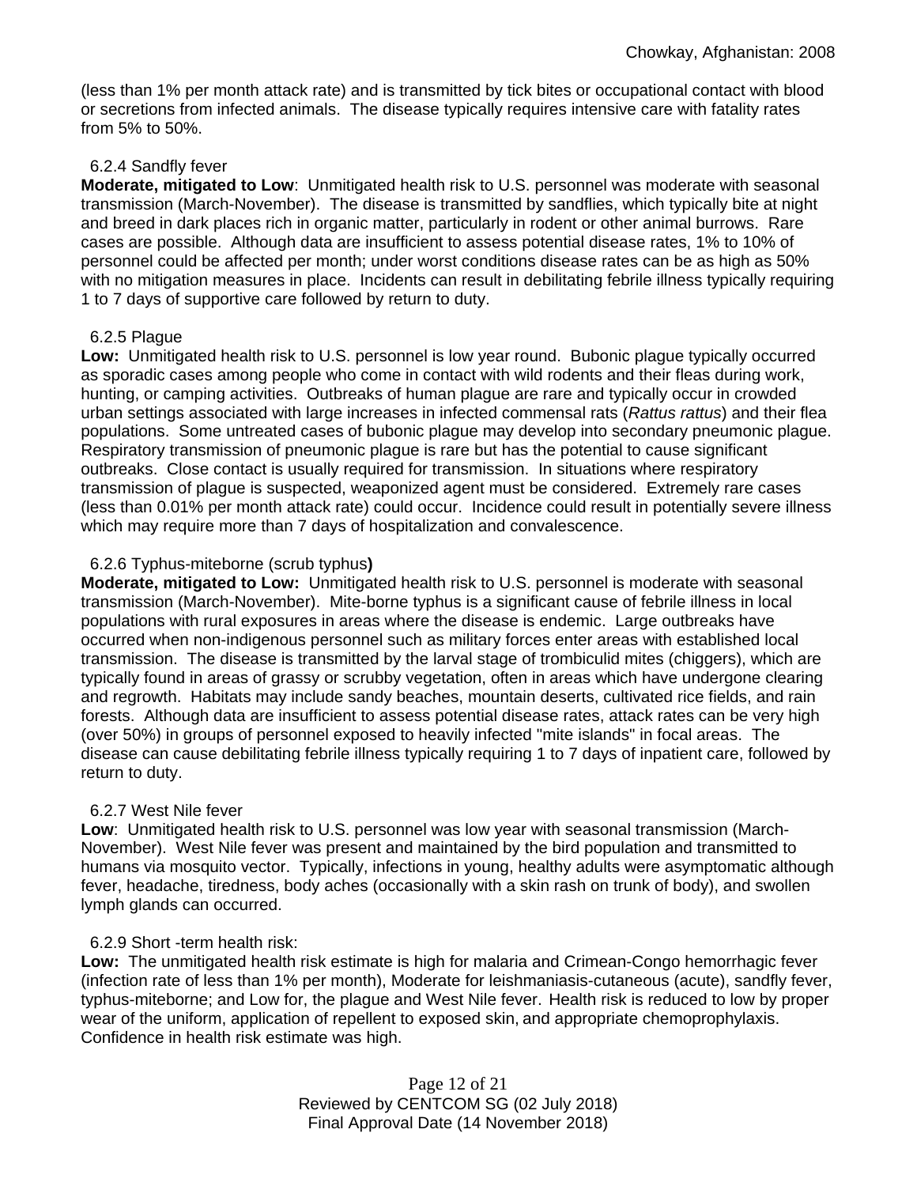(less than 1% per month attack rate) and is transmitted by tick bites or occupational contact with blood or secretions from infected animals. The disease typically requires intensive care with fatality rates from 5% to 50%.

#### 6.2.4 Sandfly fever

**Moderate, mitigated to Low**: Unmitigated health risk to U.S. personnel was moderate with seasonal transmission (March-November). The disease is transmitted by sandflies, which typically bite at night and breed in dark places rich in organic matter, particularly in rodent or other animal burrows. Rare cases are possible. Although data are insufficient to assess potential disease rates, 1% to 10% of personnel could be affected per month; under worst conditions disease rates can be as high as 50% with no mitigation measures in place. Incidents can result in debilitating febrile illness typically requiring 1 to 7 days of supportive care followed by return to duty.

#### 6.2.5 Plague

**Low:** Unmitigated health risk to U.S. personnel is low year round. Bubonic plague typically occurred as sporadic cases among people who come in contact with wild rodents and their fleas during work, hunting, or camping activities. Outbreaks of human plague are rare and typically occur in crowded urban settings associated with large increases in infected commensal rats (*Rattus rattus*) and their flea populations. Some untreated cases of bubonic plague may develop into secondary pneumonic plague. Respiratory transmission of pneumonic plague is rare but has the potential to cause significant outbreaks. Close contact is usually required for transmission. In situations where respiratory transmission of plague is suspected, weaponized agent must be considered. Extremely rare cases (less than 0.01% per month attack rate) could occur. Incidence could result in potentially severe illness which may require more than 7 days of hospitalization and convalescence.

#### 6.2.6 Typhus-miteborne (scrub typhus)

**Moderate, mitigated to Low:** Unmitigated health risk to U.S. personnel is moderate with seasonal transmission (March-November). Mite-borne typhus is a significant cause of febrile illness in local populations with rural exposures in areas where the disease is endemic. Large outbreaks have occurred when non-indigenous personnel such as military forces enter areas with established local transmission. The disease is transmitted by the larval stage of trombiculid mites (chiggers), which are typically found in areas of grassy or scrubby vegetation, often in areas which have undergone clearing and regrowth. Habitats may include sandy beaches, mountain deserts, cultivated rice fields, and rain forests. Although data are insufficient to assess potential disease rates, attack rates can be very high (over 50%) in groups of personnel exposed to heavily infected "mite islands" in focal areas. The disease can cause debilitating febrile illness typically requiring 1 to 7 days of inpatient care, followed by return to duty.

#### 6.2.7 West Nile fever

**Low**: Unmitigated health risk to U.S. personnel was low year with seasonal transmission (March-November). West Nile fever was present and maintained by the bird population and transmitted to humans via mosquito vector. Typically, infections in young, healthy adults were asymptomatic although fever, headache, tiredness, body aches (occasionally with a skin rash on trunk of body), and swollen lymph glands can occurred.

#### 6.2.9 Short -term health risk:

**Low:** The unmitigated health risk estimate is high for malaria and Crimean-Congo hemorrhagic fever (infection rate of less than 1% per month), Moderate for leishmaniasis-cutaneous (acute), sandfly fever, typhus-miteborne; and Low for, the plague and West Nile fever. Health risk is reduced to low by proper wear of the uniform, application of repellent to exposed skin, and appropriate chemoprophylaxis. Confidence in health risk estimate was high.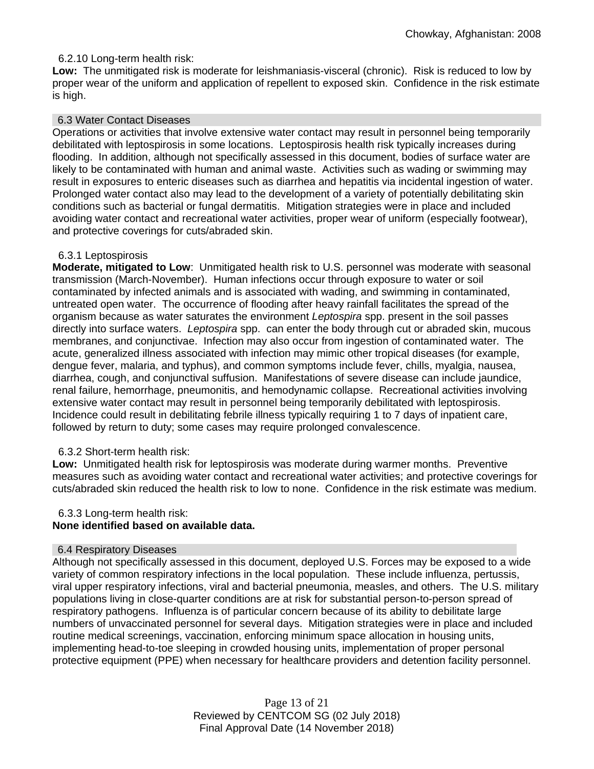### 6.2.10 Long-term health risk:

**Low:** The unmitigated risk is moderate for leishmaniasis-visceral (chronic). Risk is reduced to low by proper wear of the uniform and application of repellent to exposed skin. Confidence in the risk estimate is high.

## 6.3 Water Contact Diseases

Operations or activities that involve extensive water contact may result in personnel being temporarily debilitated with leptospirosis in some locations. Leptospirosis health risk typically increases during flooding. In addition, although not specifically assessed in this document, bodies of surface water are likely to be contaminated with human and animal waste. Activities such as wading or swimming may result in exposures to enteric diseases such as diarrhea and hepatitis via incidental ingestion of water. Prolonged water contact also may lead to the development of a variety of potentially debilitating skin conditions such as bacterial or fungal dermatitis. Mitigation strategies were in place and included avoiding water contact and recreational water activities, proper wear of uniform (especially footwear), and protective coverings for cuts/abraded skin.

### 6.3.1 Leptospirosis

**Moderate, mitigated to Low**: Unmitigated health risk to U.S. personnel was moderate with seasonal transmission (March-November). Human infections occur through exposure to water or soil contaminated by infected animals and is associated with wading, and swimming in contaminated, untreated open water. The occurrence of flooding after heavy rainfall facilitates the spread of the organism because as water saturates the environment *Leptospira* spp. present in the soil passes directly into surface waters. *Leptospira* spp. can enter the body through cut or abraded skin, mucous membranes, and conjunctivae. Infection may also occur from ingestion of contaminated water. The acute, generalized illness associated with infection may mimic other tropical diseases (for example, dengue fever, malaria, and typhus), and common symptoms include fever, chills, myalgia, nausea, diarrhea, cough, and conjunctival suffusion. Manifestations of severe disease can include jaundice, renal failure, hemorrhage, pneumonitis, and hemodynamic collapse. Recreational activities involving extensive water contact may result in personnel being temporarily debilitated with leptospirosis. Incidence could result in debilitating febrile illness typically requiring 1 to 7 days of inpatient care, followed by return to duty; some cases may require prolonged convalescence.

### 6.3.2 Short-term health risk:

**Low:** Unmitigated health risk for leptospirosis was moderate during warmer months. Preventive measures such as avoiding water contact and recreational water activities; and protective coverings for cuts/abraded skin reduced the health risk to low to none. Confidence in the risk estimate was medium.

### 6.3.3 Long-term health risk:

**None identified based on available data.**

## 6.4 Respiratory Diseases

Although not specifically assessed in this document, deployed U.S. Forces may be exposed to a wide variety of common respiratory infections in the local population. These include influenza, pertussis, viral upper respiratory infections, viral and bacterial pneumonia, measles, and others. The U.S. military populations living in close-quarter conditions are at risk for substantial person-to-person spread of respiratory pathogens. Influenza is of particular concern because of its ability to debilitate large numbers of unvaccinated personnel for several days. Mitigation strategies were in place and included routine medical screenings, vaccination, enforcing minimum space allocation in housing units, implementing head-to-toe sleeping in crowded housing units, implementation of proper personal protective equipment (PPE) when necessary for healthcare providers and detention facility personnel.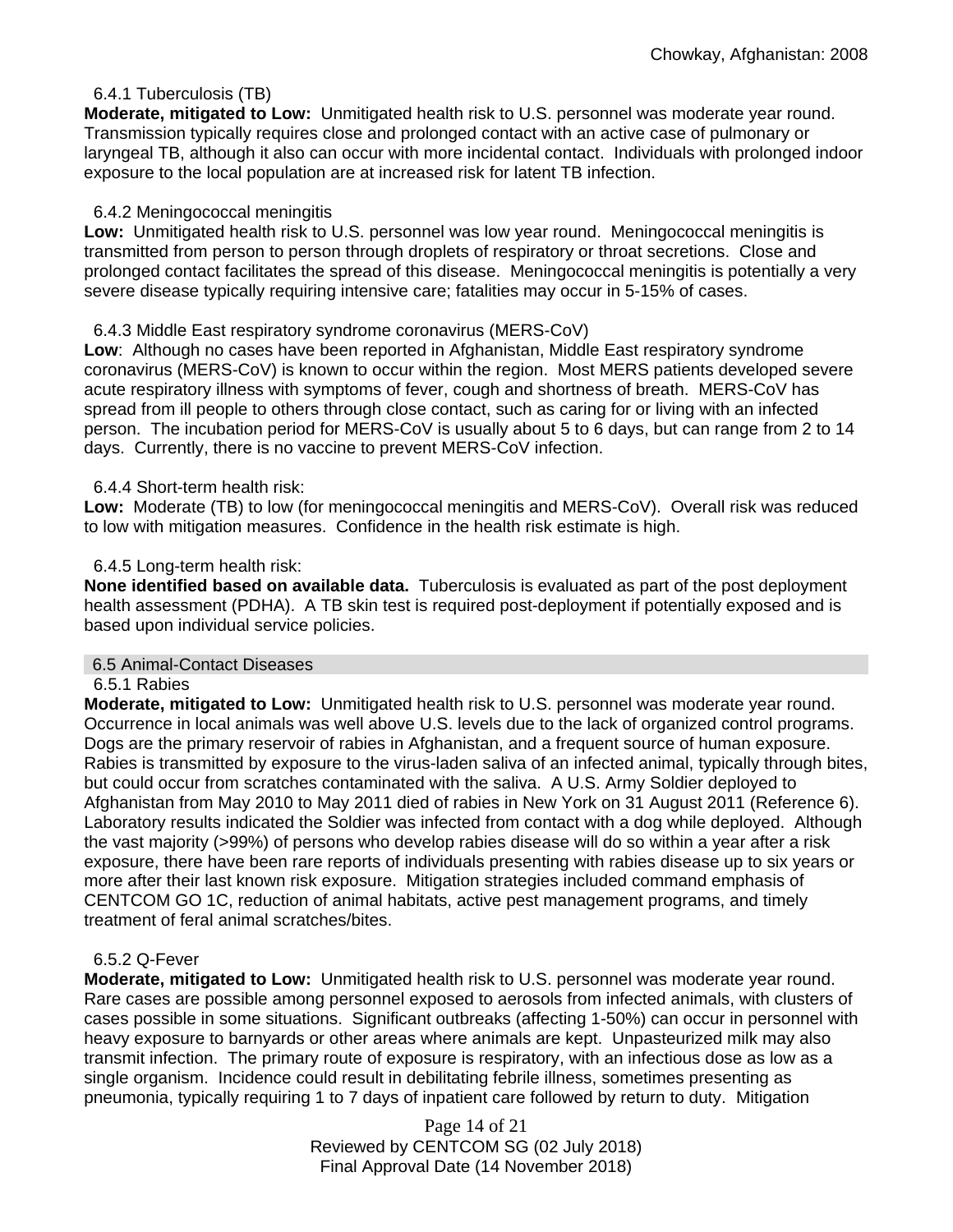#### 6.4.1 Tuberculosis (TB)

**Moderate, mitigated to Low:** Unmitigated health risk to U.S. personnel was moderate year round. Transmission typically requires close and prolonged contact with an active case of pulmonary or laryngeal TB, although it also can occur with more incidental contact. Individuals with prolonged indoor exposure to the local population are at increased risk for latent TB infection.

#### 6.4.2 Meningococcal meningitis

**Low:** Unmitigated health risk to U.S. personnel was low year round. Meningococcal meningitis is transmitted from person to person through droplets of respiratory or throat secretions. Close and prolonged contact facilitates the spread of this disease. Meningococcal meningitis is potentially a very severe disease typically requiring intensive care; fatalities may occur in 5-15% of cases.

#### 6.4.3 Middle East respiratory syndrome coronavirus (MERS-CoV)

**Low**: Although no cases have been reported in Afghanistan, Middle East respiratory syndrome coronavirus (MERS-CoV) is known to occur within the region. Most MERS patients developed severe acute respiratory illness with symptoms of fever, cough and shortness of breath. MERS-CoV has spread from ill people to others through close contact, such as caring for or living with an infected person. The incubation period for MERS-CoV is usually about 5 to 6 days, but can range from 2 to 14 days. Currently, there is no vaccine to prevent MERS-CoV infection.

#### 6.4.4 Short-term health risk:

**Low:** Moderate (TB) to low (for meningococcal meningitis and MERS-CoV). Overall risk was reduced to low with mitigation measures. Confidence in the health risk estimate is high.

#### 6.4.5 Long-term health risk:

**None identified based on available data.** Tuberculosis is evaluated as part of the post deployment health assessment (PDHA). A TB skin test is required post-deployment if potentially exposed and is based upon individual service policies.

### 6.5 Animal-Contact Diseases

#### 6.5.1 Rabies

**Moderate, mitigated to Low:** Unmitigated health risk to U.S. personnel was moderate year round. Occurrence in local animals was well above U.S. levels due to the lack of organized control programs. Dogs are the primary reservoir of rabies in Afghanistan, and a frequent source of human exposure. Rabies is transmitted by exposure to the virus-laden saliva of an infected animal, typically through bites, but could occur from scratches contaminated with the saliva. A U.S. Army Soldier deployed to Afghanistan from May 2010 to May 2011 died of rabies in New York on 31 August 2011 (Reference 6). Laboratory results indicated the Soldier was infected from contact with a dog while deployed. Although the vast majority (>99%) of persons who develop rabies disease will do so within a year after a risk exposure, there have been rare reports of individuals presenting with rabies disease up to six years or more after their last known risk exposure. Mitigation strategies included command emphasis of CENTCOM GO 1C, reduction of animal habitats, active pest management programs, and timely treatment of feral animal scratches/bites.

#### 6.5.2 Q-Fever

**Moderate, mitigated to Low:** Unmitigated health risk to U.S. personnel was moderate year round. Rare cases are possible among personnel exposed to aerosols from infected animals, with clusters of cases possible in some situations. Significant outbreaks (affecting 1-50%) can occur in personnel with heavy exposure to barnyards or other areas where animals are kept. Unpasteurized milk may also transmit infection. The primary route of exposure is respiratory, with an infectious dose as low as a single organism. Incidence could result in debilitating febrile illness, sometimes presenting as pneumonia, typically requiring 1 to 7 days of inpatient care followed by return to duty. Mitigation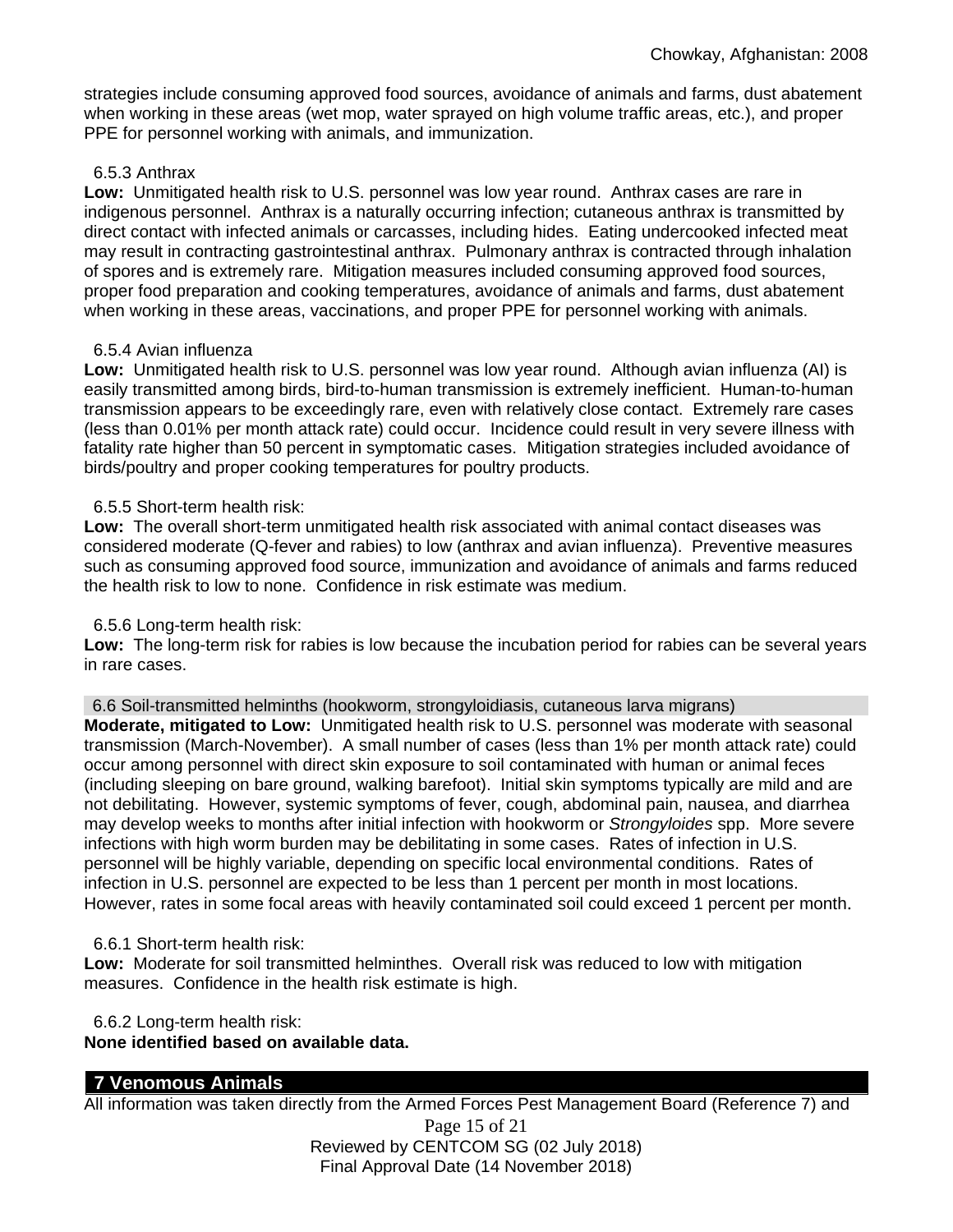strategies include consuming approved food sources, avoidance of animals and farms, dust abatement when working in these areas (wet mop, water sprayed on high volume traffic areas, etc.), and proper PPE for personnel working with animals, and immunization.

#### 6.5.3 Anthrax

**Low:** Unmitigated health risk to U.S. personnel was low year round. Anthrax cases are rare in indigenous personnel. Anthrax is a naturally occurring infection; cutaneous anthrax is transmitted by direct contact with infected animals or carcasses, including hides. Eating undercooked infected meat may result in contracting gastrointestinal anthrax. Pulmonary anthrax is contracted through inhalation of spores and is extremely rare. Mitigation measures included consuming approved food sources, proper food preparation and cooking temperatures, avoidance of animals and farms, dust abatement when working in these areas, vaccinations, and proper PPE for personnel working with animals.

#### 6.5.4 Avian influenza

**Low:** Unmitigated health risk to U.S. personnel was low year round. Although avian influenza (AI) is easily transmitted among birds, bird-to-human transmission is extremely inefficient. Human-to-human transmission appears to be exceedingly rare, even with relatively close contact. Extremely rare cases (less than 0.01% per month attack rate) could occur. Incidence could result in very severe illness with fatality rate higher than 50 percent in symptomatic cases. Mitigation strategies included avoidance of birds/poultry and proper cooking temperatures for poultry products.

#### 6.5.5 Short-term health risk:

**Low:** The overall short-term unmitigated health risk associated with animal contact diseases was considered moderate (Q-fever and rabies) to low (anthrax and avian influenza). Preventive measures such as consuming approved food source, immunization and avoidance of animals and farms reduced the health risk to low to none. Confidence in risk estimate was medium.

#### 6.5.6 Long-term health risk:

**Low:** The long-term risk for rabies is low because the incubation period for rabies can be several years in rare cases.

### 6.6 Soil-transmitted helminths (hookworm, strongyloidiasis, cutaneous larva migrans)

**Moderate, mitigated to Low:** Unmitigated health risk to U.S. personnel was moderate with seasonal transmission (March-November). A small number of cases (less than 1% per month attack rate) could occur among personnel with direct skin exposure to soil contaminated with human or animal feces (including sleeping on bare ground, walking barefoot). Initial skin symptoms typically are mild and are not debilitating. However, systemic symptoms of fever, cough, abdominal pain, nausea, and diarrhea may develop weeks to months after initial infection with hookworm or *Strongyloides* spp. More severe infections with high worm burden may be debilitating in some cases. Rates of infection in U.S. personnel will be highly variable, depending on specific local environmental conditions. Rates of infection in U.S. personnel are expected to be less than 1 percent per month in most locations. However, rates in some focal areas with heavily contaminated soil could exceed 1 percent per month.

#### 6.6.1 Short-term health risk:

**Low:** Moderate for soil transmitted helminthes. Overall risk was reduced to low with mitigation measures. Confidence in the health risk estimate is high.

#### 6.6.2 Long-term health risk:

**None identified based on available data.**

## 7 Venomous Animals

All information was taken directly from the Armed Forces Pest Management Board (Reference 7) and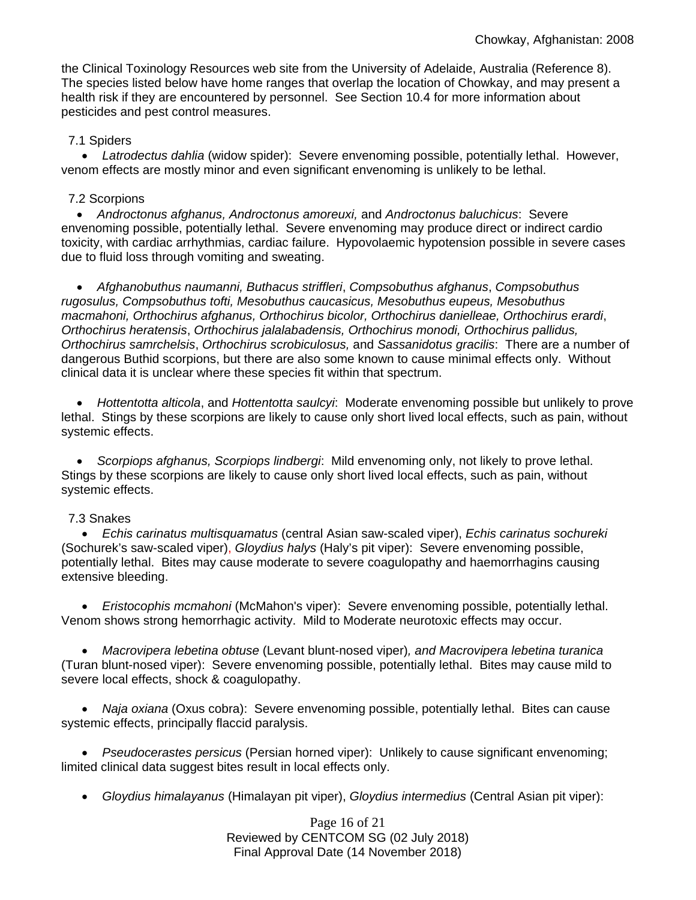the Clinical Toxinology Resources web site from the University of Adelaide, Australia (Reference 8). The species listed below have home ranges that overlap the location of Chowkay, and may present a health risk if they are encountered by personnel. See Section 10.4 for more information about pesticides and pest control measures.

### 7.1 Spiders

- *Latrodectus dahlia* (widow spider): Severe envenoming possible, potentially lethal. However, venom effects are mostly minor and even significant envenoming is unlikely to be lethal.

### 7.2 Scorpions

- *Androctonus afghanus, Androctonus amoreuxi,* and *Androctonus baluchicus*: Severe envenoming possible, potentially lethal. Severe envenoming may produce direct or indirect cardio toxicity, with cardiac arrhythmias, cardiac failure. Hypovolaemic hypotension possible in severe cases due to fluid loss through vomiting and sweating.

- *Afghanobuthus naumanni, Buthacus striffleri*, *Compsobuthus afghanus*, *Compsobuthus rugosulus, Compsobuthus tofti, Mesobuthus caucasicus, Mesobuthus eupeus, Mesobuthus macmahoni, Orthochirus afghanus, Orthochirus bicolor, Orthochirus danielleae, Orthochirus erardi*, *Orthochirus heratensis*, *Orthochirus jalalabadensis, Orthochirus monodi, Orthochirus pallidus, Orthochirus samrchelsis*, *Orthochirus scrobiculosus,* and *Sassanidotus gracilis*: There are a number of dangerous Buthid scorpions, but there are also some known to cause minimal effects only. Without clinical data it is unclear where these species fit within that spectrum.

- *Hottentotta alticola*, and *Hottentotta saulcyi*: Moderate envenoming possible but unlikely to prove lethal. Stings by these scorpions are likely to cause only short lived local effects, such as pain, without systemic effects.

- *Scorpiops afghanus, Scorpiops lindbergi*: Mild envenoming only, not likely to prove lethal. Stings by these scorpions are likely to cause only short lived local effects, such as pain, without systemic effects.

### 7.3 Snakes

- *Echis carinatus multisquamatus* (central Asian saw-scaled viper), *Echis carinatus sochureki* (Sochurek's saw-scaled viper), *Gloydius halys* (Haly's pit viper): Severe envenoming possible, potentially lethal. Bites may cause moderate to severe coagulopathy and haemorrhagins causing extensive bleeding.

- *Eristocophis mcmahoni* (McMahon's viper): Severe envenoming possible, potentially lethal. Venom shows strong hemorrhagic activity. Mild to Moderate neurotoxic effects may occur.

- *Macrovipera lebetina obtuse* (Levant blunt-nosed viper)*, and Macrovipera lebetina turanica* (Turan blunt-nosed viper): Severe envenoming possible, potentially lethal. Bites may cause mild to severe local effects, shock & coagulopathy.

- *Naja oxiana* (Oxus cobra): Severe envenoming possible, potentially lethal. Bites can cause systemic effects, principally flaccid paralysis.

- *Pseudocerastes persicus* (Persian horned viper): Unlikely to cause significant envenoming; limited clinical data suggest bites result in local effects only.

- *Gloydius himalayanus* (Himalayan pit viper), *Gloydius intermedius* (Central Asian pit viper):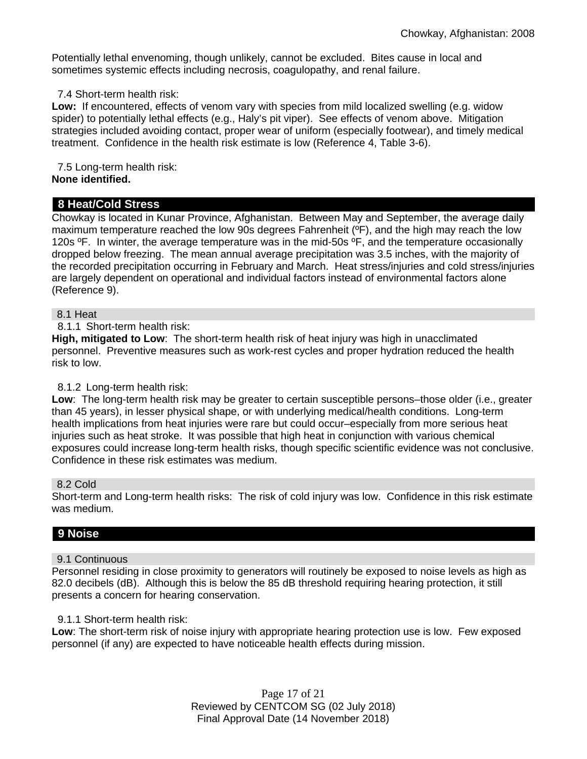Potentially lethal envenoming, though unlikely, cannot be excluded. Bites cause in local and sometimes systemic effects including necrosis, coagulopathy, and renal failure.

7.4 Short-term health risk:

**Low:** If encountered, effects of venom vary with species from mild localized swelling (e.g. widow spider) to potentially lethal effects (e.g., Haly's pit viper). See effects of venom above. Mitigation strategies included avoiding contact, proper wear of uniform (especially footwear), and timely medical treatment. Confidence in the health risk estimate is low (Reference 4, Table 3-6).

7.5 Long-term health risk:

**None identified.**

## 8 Heat/Cold Stress

Chowkay is located in Kunar Province, Afghanistan. Between May and September, the average daily maximum temperature reached the low 90s degrees Fahrenheit (ºF), and the high may reach the low 120s ºF. In winter, the average temperature was in the mid-50s ºF, and the temperature occasionally dropped below freezing. The mean annual average precipitation was 3.5 inches, with the majority of the recorded precipitation occurring in February and March. Heat stress/injuries and cold stress/injuries are largely dependent on operational and individual factors instead of environmental factors alone (Reference 9).

### 8.1 Heat

8.1.1 Short-term health risk:

**High, mitigated to Low**: The short-term health risk of heat injury was high in unacclimated personnel. Preventive measures such as work-rest cycles and proper hydration reduced the health risk to low.

8.1.2 Long-term health risk:

**Low**: The long-term health risk may be greater to certain susceptible persons–those older (i.e., greater than 45 years), in lesser physical shape, or with underlying medical/health conditions. Long-term health implications from heat injuries were rare but could occur–especially from more serious heat injuries such as heat stroke. It was possible that high heat in conjunction with various chemical exposures could increase long-term health risks, though specific scientific evidence was not conclusive. Confidence in these risk estimates was medium.

### 8.2 Cold

Short-term and Long-term health risks: The risk of cold injury was low. Confidence in this risk estimate was medium.

## 9 Noise

### 9.1 Continuous

Personnel residing in close proximity to generators will routinely be exposed to noise levels as high as 82.0 decibels (dB). Although this is below the 85 dB threshold requiring hearing protection, it still presents a concern for hearing conservation.

9.1.1 Short-term health risk:

**Low**: The short-term risk of noise injury with appropriate hearing protection use is low. Few exposed personnel (if any) are expected to have noticeable health effects during mission.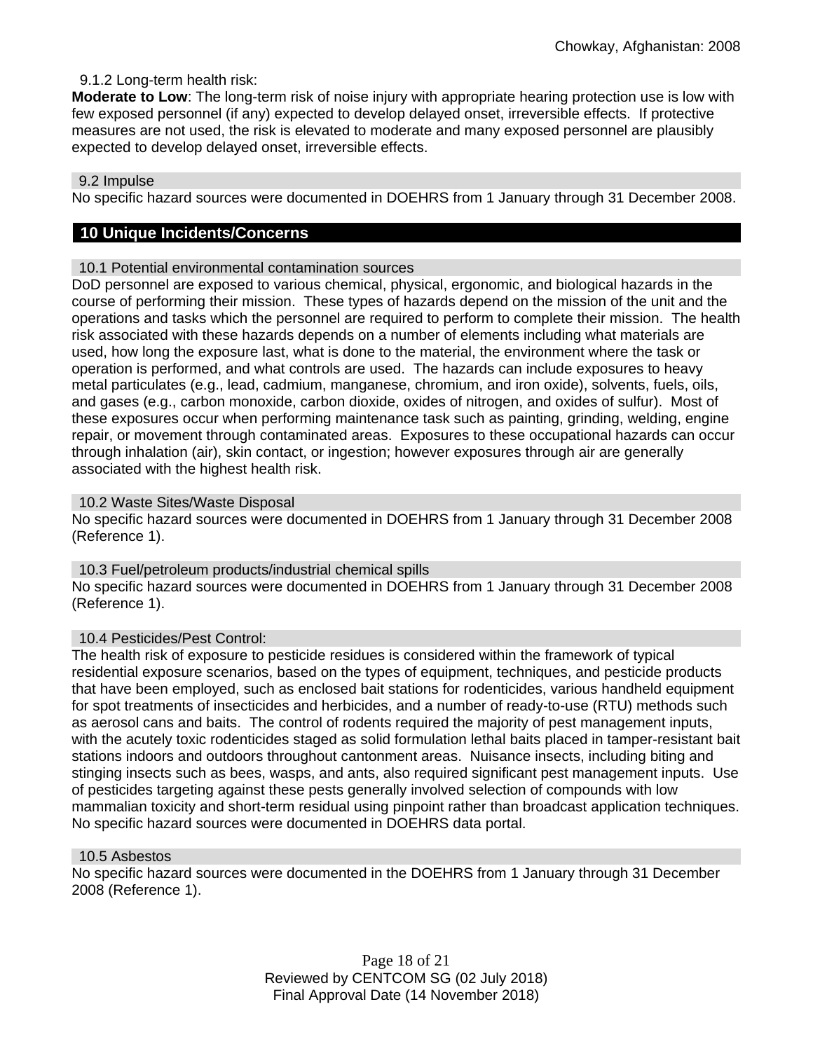#### 9.1.2 Long-term health risk:

**Moderate to Low**: The long-term risk of noise injury with appropriate hearing protection use is low with few exposed personnel (if any) expected to develop delayed onset, irreversible effects. If protective measures are not used, the risk is elevated to moderate and many exposed personnel are plausibly expected to develop delayed onset, irreversible effects.

### 9.2 Impulse

No specific hazard sources were documented in DOEHRS from 1 January through 31 December 2008.

## 10 Unique Incidents/Concerns

### 10.1 Potential environmental contamination sources

DoD personnel are exposed to various chemical, physical, ergonomic, and biological hazards in the course of performing their mission. These types of hazards depend on the mission of the unit and the operations and tasks which the personnel are required to perform to complete their mission. The health risk associated with these hazards depends on a number of elements including what materials are used, how long the exposure last, what is done to the material, the environment where the task or operation is performed, and what controls are used. The hazards can include exposures to heavy metal particulates (e.g., lead, cadmium, manganese, chromium, and iron oxide), solvents, fuels, oils, and gases (e.g., carbon monoxide, carbon dioxide, oxides of nitrogen, and oxides of sulfur). Most of these exposures occur when performing maintenance task such as painting, grinding, welding, engine repair, or movement through contaminated areas. Exposures to these occupational hazards can occur through inhalation (air), skin contact, or ingestion; however exposures through air are generally associated with the highest health risk.

### 10.2 Waste Sites/Waste Disposal

No specific hazard sources were documented in DOEHRS from 1 January through 31 December 2008 (Reference 1).

### 10.3 Fuel/petroleum products/industrial chemical spills

No specific hazard sources were documented in DOEHRS from 1 January through 31 December 2008 (Reference 1).

### 10.4 Pesticides/Pest Control:

The health risk of exposure to pesticide residues is considered within the framework of typical residential exposure scenarios, based on the types of equipment, techniques, and pesticide products that have been employed, such as enclosed bait stations for rodenticides, various handheld equipment for spot treatments of insecticides and herbicides, and a number of ready-to-use (RTU) methods such as aerosol cans and baits. The control of rodents required the majority of pest management inputs, with the acutely toxic rodenticides staged as solid formulation lethal baits placed in tamper-resistant bait stations indoors and outdoors throughout cantonment areas. Nuisance insects, including biting and stinging insects such as bees, wasps, and ants, also required significant pest management inputs. Use of pesticides targeting against these pests generally involved selection of compounds with low mammalian toxicity and short-term residual using pinpoint rather than broadcast application techniques. No specific hazard sources were documented in DOEHRS data portal.

### 10.5 Asbestos

No specific hazard sources were documented in the DOEHRS from 1 January through 31 December 2008 (Reference 1).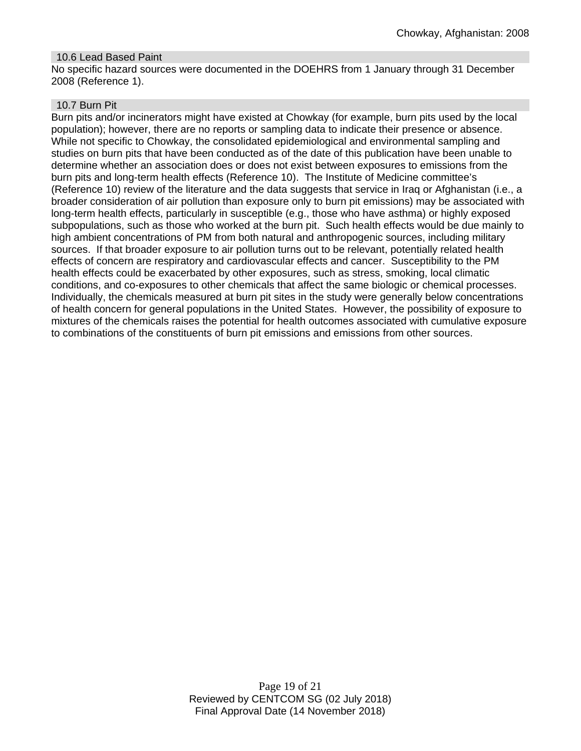### 10.6 Lead Based Paint

No specific hazard sources were documented in the DOEHRS from 1 January through 31 December 2008 (Reference 1).

### 10.7 Burn Pit

Burn pits and/or incinerators might have existed at Chowkay (for example, burn pits used by the local population); however, there are no reports or sampling data to indicate their presence or absence. While not specific to Chowkay, the consolidated epidemiological and environmental sampling and studies on burn pits that have been conducted as of the date of this publication have been unable to determine whether an association does or does not exist between exposures to emissions from the burn pits and long-term health effects (Reference 10). The Institute of Medicine committee's (Reference 10) review of the literature and the data suggests that service in Iraq or Afghanistan (i.e., a broader consideration of air pollution than exposure only to burn pit emissions) may be associated with long-term health effects, particularly in susceptible (e.g., those who have asthma) or highly exposed subpopulations, such as those who worked at the burn pit. Such health effects would be due mainly to high ambient concentrations of PM from both natural and anthropogenic sources, including military sources. If that broader exposure to air pollution turns out to be relevant, potentially related health effects of concern are respiratory and cardiovascular effects and cancer. Susceptibility to the PM health effects could be exacerbated by other exposures, such as stress, smoking, local climatic conditions, and co-exposures to other chemicals that affect the same biologic or chemical processes. Individually, the chemicals measured at burn pit sites in the study were generally below concentrations of health concern for general populations in the United States. However, the possibility of exposure to mixtures of the chemicals raises the potential for health outcomes associated with cumulative exposure to combinations of the constituents of burn pit emissions and emissions from other sources.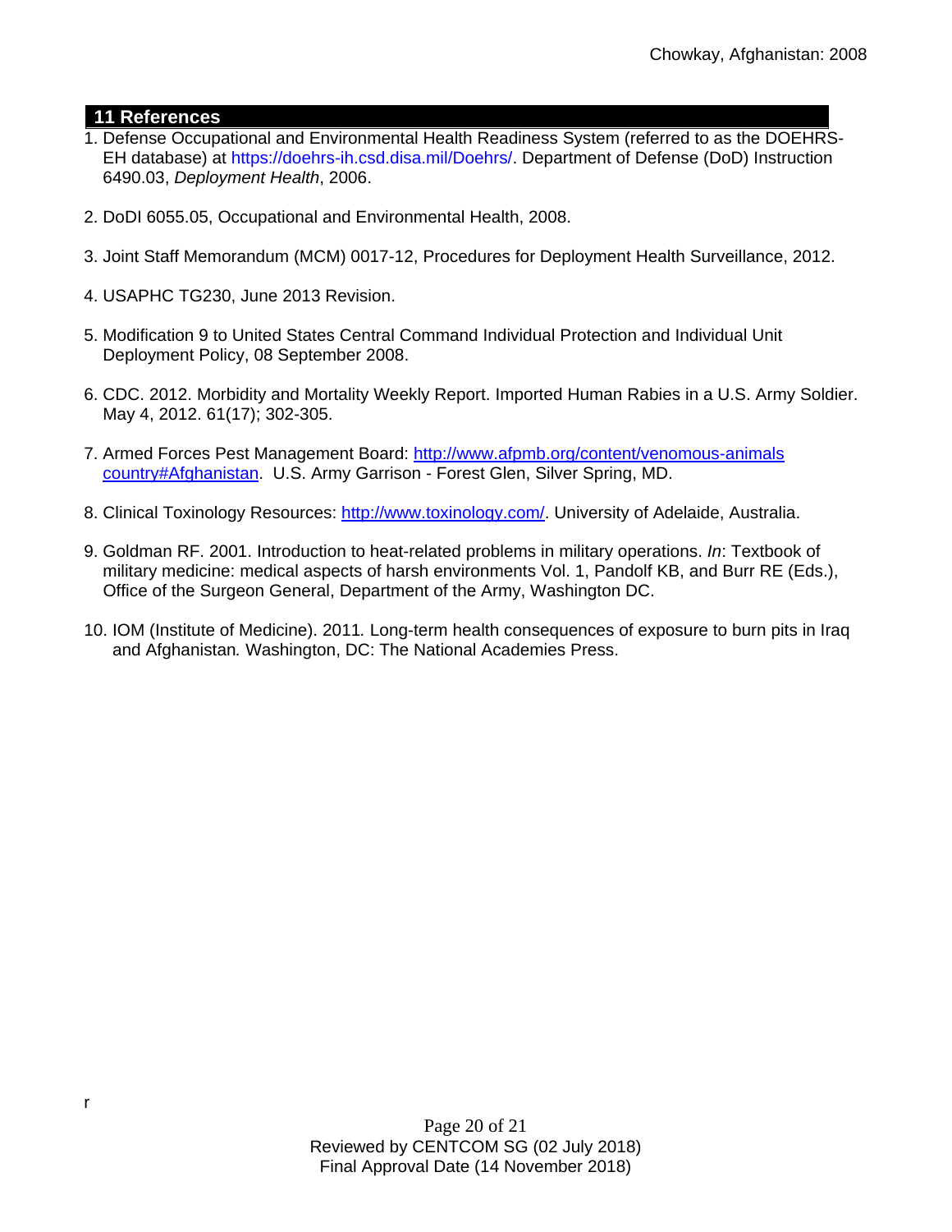## 11 References

1. Defense Occupational and Environmental Health Readiness System (referred to as the DOEHRS-EH database) at https://doehrs-ih.csd.disa.mil/Doehrs/. Department of Defense (DoD) Instruction 6490.03, *Deployment Health*, 2006.

2. DoDI 6055.05, Occupational and Environmental Health, 2008.

3. Joint Staff Memorandum (MCM) 0017-12, Procedures for Deployment Health Surveillance, 2012.

4. USAPHC TG230, June 2013 Revision.

5. Modification 9 to United States Central Command Individual Protection and Individual Unit Deployment Policy, 08 September 2008.

6. CDC. 2012. Morbidity and Mortality Weekly Report. Imported Human Rabies in a U.S. Army Soldier. May 4, 2012. 61(17); 302-305.

7. Armed Forces Pest Management Board: http://www.afpmb.org/content/venomous-animals country#Afghanistan. U.S. Army Garrison - Forest Glen, Silver Spring, MD.

8. Clinical Toxinology Resources: http://www.toxinology.com/. University of Adelaide, Australia.

9. Goldman RF. 2001. Introduction to heat-related problems in military operations. *In*: Textbook of military medicine: medical aspects of harsh environments Vol. 1, Pandolf KB, and Burr RE (Eds.), Office of the Surgeon General, Department of the Army, Washington DC.

10. IOM (Institute of Medicine). 2011*.* Long-term health consequences of exposure to burn pits in Iraq and Afghanistan*.* Washington, DC: The National Academies Press.

r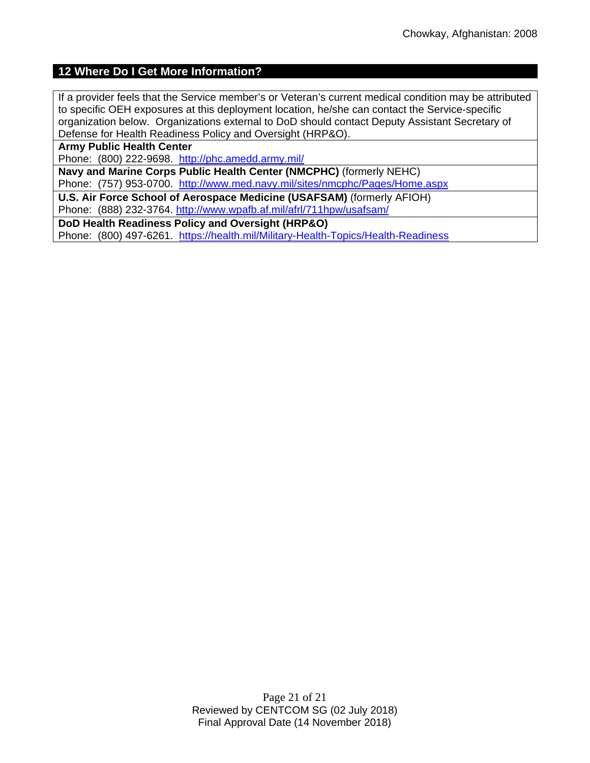## 12 Where Do I Get More Information?

If a provider feels that the Service member's or Veteran's current medical condition may be attributed to specific OEH exposures at this deployment location, he/she can contact the Service-specific organization below. Organizations external to DoD should contact Deputy Assistant Secretary of Defense for Health Readiness Policy and Oversight (HRP&O).

**Army Public Health Center**
Phone: (800) 222-9698. http://phc.amedd.army.mil/

**Navy and Marine Corps Public Health Center (NMCPHC)** (formerly NEHC)
Phone: (757) 953-0700. http://www.med.navy.mil/sites/nmcphc/Pages/Home.aspx

**U.S. Air Force School of Aerospace Medicine (USAFSAM)** (formerly AFIOH)
Phone: (888) 232-3764. http://www.wpafb.af.mil/afrl/711hpw/usafsam/

**DoD Health Readiness Policy and Oversight (HRP&O)**
Phone: (800) 497-6261. https://health.mil/Military-Health-Topics/Health-Readiness

Reviewed by CENTCOM SG (02 July 2018)
Final Approval Date (14 November 2018)